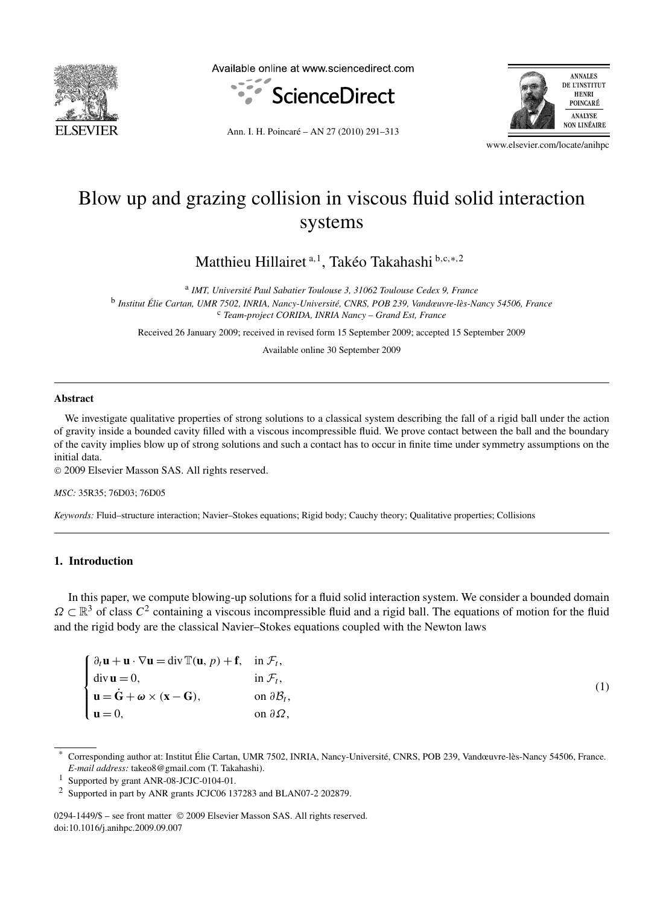# Blow up and grazing collision in viscous fluid solid interaction systems

Matthieu Hillairet [a,1], Takéo Takahashi [b,c,*,2]

[a] *IMT, Université Paul Sabatier Toulouse 3, 31062 Toulouse Cedex 9, France*
[b] *Institut Élie Cartan, UMR 7502, INRIA, Nancy-Université, CNRS, POB 239, Vandœuvre-lès-Nancy 54506, France*
[c] *Team-project CORIDA, INRIA Nancy – Grand Est, France*

Received 26 January 2009; received in revised form 15 September 2009; accepted 15 September 2009

Available online 30 September 2009

## Abstract

We investigate qualitative properties of strong solutions to a classical system describing the fall of a rigid ball under the action of gravity inside a bounded cavity filled with a viscous incompressible fluid. We prove contact between the ball and the boundary of the cavity implies blow up of strong solutions and such a contact has to occur in finite time under symmetry assumptions on the initial data.

© 2009 Elsevier Masson SAS. All rights reserved.

*MSC:* 35R35; 76D03; 76D05

*Keywords:* Fluid–structure interaction; Navier–Stokes equations; Rigid body; Cauchy theory; Qualitative properties; Collisions

## 1. Introduction

In this paper, we compute blowing-up solutions for a fluid solid interaction system. We consider a bounded domain $\Omega \subset \mathbb{R}^3$ of class $C^2$ containing a viscous incompressible fluid and a rigid ball. The equations of motion for the fluid and the rigid body are the classical Navier–Stokes equations coupled with the Newton laws

$$
\begin{cases}
\partial_t \mathbf{u} + \mathbf{u} \cdot \nabla \mathbf{u} = \operatorname{div} \mathbb{T}(\mathbf{u}, p) + \mathbf{f}, & \text{in } \mathcal{F}_t, \\
\operatorname{div} \mathbf{u} = 0, & \text{in } \mathcal{F}_t, \\
\mathbf{u} = \dot{\mathbf{G}} + \boldsymbol{\omega} \times (\mathbf{x} - \mathbf{G}), & \text{on } \partial \mathcal{B}_t, \\
\mathbf{u} = 0, & \text{on } \partial \Omega,
\end{cases}
\tag{1}
$$

---

* Corresponding author at: Institut Élie Cartan, UMR 7502, INRIA, Nancy-Université, CNRS, POB 239, Vandœuvre-lès-Nancy 54506, France. *E-mail address:* takeo8@gmail.com (T. Takahashi).

[1] Supported by grant ANR-08-JCJC-0104-01.

[2] Supported in part by ANR grants JCJC06 137283 and BLAN07-2 202879.

0294-1449/$ – see front matter © 2009 Elsevier Masson SAS. All rights reserved.
doi:10.1016/j.anihpc.2009.09.007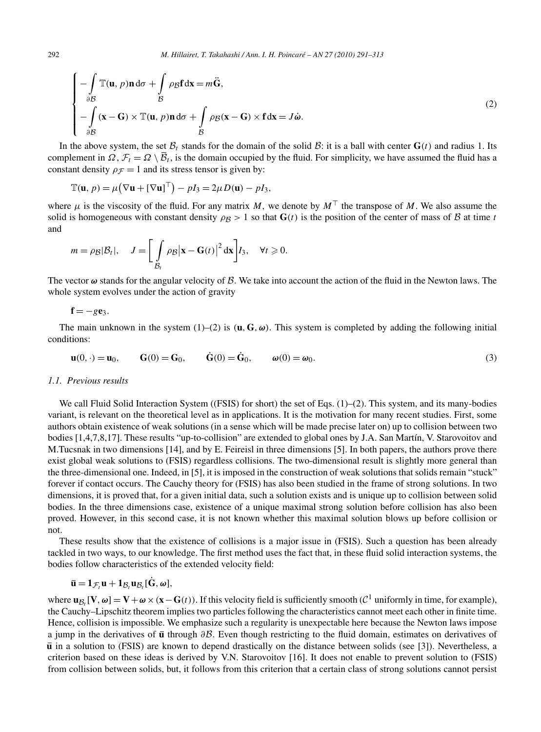$$
\begin{cases}
-\displaystyle\int_{\partial\mathcal{B}} \mathbb{T}(\mathbf{u}, p)\mathbf{n}\,\mathrm{d}\sigma + \int_{\mathcal{B}} \rho_{\mathcal{B}}\mathbf{f}\,\mathrm{d}\mathbf{x} = m\ddot{\mathbf{G}}, \\[2ex]
-\displaystyle\int_{\partial\mathcal{B}} (\mathbf{x}-\mathbf{G}) \times \mathbb{T}(\mathbf{u}, p)\mathbf{n}\,\mathrm{d}\sigma + \int_{\mathcal{B}} \rho_{\mathcal{B}}(\mathbf{x}-\mathbf{G}) \times \mathbf{f}\,\mathrm{d}\mathbf{x} = J\dot{\boldsymbol{\omega}}.
\end{cases}
\tag{2}
$$

In the above system, the set $\mathcal{B}_t$ stands for the domain of the solid $\mathcal{B}$: it is a ball with center $\mathbf{G}(t)$ and radius 1. Its complement in $\Omega$, $\mathcal{F}_t = \Omega \setminus \overline{\mathcal{B}}_t$, is the domain occupied by the fluid. For simplicity, we have assumed the fluid has a constant density $\rho_{\mathcal{F}} = 1$ and its stress tensor is given by:

$$
\mathbb{T}(\mathbf{u}, p) = \mu\big(\nabla\mathbf{u} + [\nabla\mathbf{u}]^{\top}\big) - pI_3 = 2\mu D(\mathbf{u}) - pI_3,
$$

where $\mu$ is the viscosity of the fluid. For any matrix $M$, we denote by $M^{\top}$ the transpose of $M$. We also assume the solid is homogeneous with constant density $\rho_{\mathcal{B}} > 1$ so that $\mathbf{G}(t)$ is the position of the center of mass of $\mathcal{B}$ at time $t$ and

$$
m = \rho_{\mathcal{B}}|\mathcal{B}_t|, \quad J = \bigg[\int_{\mathcal{B}_t} \rho_{\mathcal{B}}\big|\mathbf{x} - \mathbf{G}(t)\big|^2\,\mathrm{d}\mathbf{x}\bigg] I_3, \quad \forall t \geqslant 0.
$$

The vector $\boldsymbol{\omega}$ stands for the angular velocity of $\mathcal{B}$. We take into account the action of the fluid in the Newton laws. The whole system evolves under the action of gravity

$$
\mathbf{f} = -g\mathbf{e}_3.
$$

The main unknown in the system (1)–(2) is $(\mathbf{u}, \mathbf{G}, \boldsymbol{\omega})$. This system is completed by adding the following initial conditions:

$$
\mathbf{u}(0,\cdot) = \mathbf{u}_0, \qquad \mathbf{G}(0) = \mathbf{G}_0, \qquad \dot{\mathbf{G}}(0) = \dot{\mathbf{G}}_0, \qquad \boldsymbol{\omega}(0) = \boldsymbol{\omega}_0.
\tag{3}
$$

### 1.1. Previous results

We call Fluid Solid Interaction System ((FSIS) for short) the set of Eqs. (1)–(2). This system, and its many-bodies variant, is relevant on the theoretical level as in applications. It is the motivation for many recent studies. First, some authors obtain existence of weak solutions (in a sense which will be made precise later on) up to collision between two bodies [1,4,7,8,17]. These results "up-to-collision" are extended to global ones by J.A. San Martín, V. Starovoitov and M.Tucsnak in two dimensions [14], and by E. Feireisl in three dimensions [5]. In both papers, the authors prove there exist global weak solutions to (FSIS) regardless collisions. The two-dimensional result is slightly more general than the three-dimensional one. Indeed, in [5], it is imposed in the construction of weak solutions that solids remain "stuck" forever if contact occurs. The Cauchy theory for (FSIS) has also been studied in the frame of strong solutions. In two dimensions, it is proved that, for a given initial data, such a solution exists and is unique up to collision between solid bodies. In the three dimensions case, existence of a unique maximal strong solution before collision has also been proved. However, in this second case, it is not known whether this maximal solution blows up before collision or not.

These results show that the existence of collisions is a major issue in (FSIS). Such a question has been already tackled in two ways, to our knowledge. The first method uses the fact that, in these fluid solid interaction systems, the bodies follow characteristics of the extended velocity field:

$$
\bar{\mathbf{u}} = \mathbf{1}_{\mathcal{F}_t}\mathbf{u} + \mathbf{1}_{\mathcal{B}_t}\mathbf{u}_{\mathcal{B}_t}[\dot{\mathbf{G}}, \boldsymbol{\omega}],
$$

where $\mathbf{u}_{\mathcal{B}_t}[\mathbf{V}, \boldsymbol{\omega}] = \mathbf{V} + \boldsymbol{\omega} \times (\mathbf{x} - \mathbf{G}(t))$. If this velocity field is sufficiently smooth ($\mathcal{C}^1$ uniformly in time, for example), the Cauchy–Lipschitz theorem implies two particles following the characteristics cannot meet each other in finite time. Hence, collision is impossible. We emphasize such a regularity is unexpectable here because the Newton laws impose a jump in the derivatives of $\bar{\mathbf{u}}$ through $\partial\mathcal{B}$. Even though restricting to the fluid domain, estimates on derivatives of $\bar{\mathbf{u}}$ in a solution to (FSIS) are known to depend drastically on the distance between solids (see [3]). Nevertheless, a criterion based on these ideas is derived by V.N. Starovoitov [16]. It does not enable to prevent solution to (FSIS) from collision between solids, but, it follows from this criterion that a certain class of strong solutions cannot persist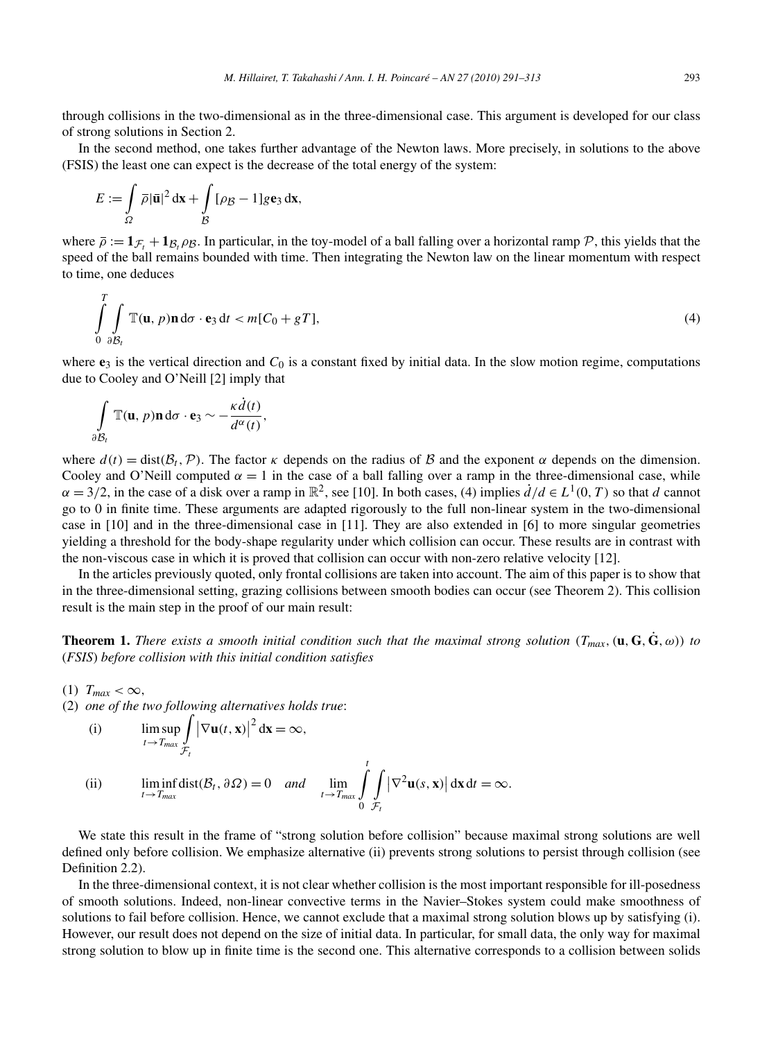through collisions in the two-dimensional as in the three-dimensional case. This argument is developed for our class of strong solutions in Section 2.

In the second method, one takes further advantage of the Newton laws. More precisely, in solutions to the above (FSIS) the least one can expect is the decrease of the total energy of the system:

$$E := \int_{\Omega} \bar{\rho}|\bar{\mathbf{u}}|^2 \,\mathrm{d}\mathbf{x} + \int_{\mathcal{B}} [\rho_{\mathcal{B}} - 1] g \mathbf{e}_3 \,\mathrm{d}\mathbf{x},$$

where $\bar{\rho} := \mathbf{1}_{\mathcal{F}_t} + \mathbf{1}_{\mathcal{B}_t}\rho_{\mathcal{B}}$. In particular, in the toy-model of a ball falling over a horizontal ramp $\mathcal{P}$, this yields that the speed of the ball remains bounded with time. Then integrating the Newton law on the linear momentum with respect to time, one deduces

$$\int_0^T \int_{\partial \mathcal{B}_t} \mathbb{T}(\mathbf{u}, p)\mathbf{n}\,\mathrm{d}\sigma \cdot \mathbf{e}_3 \,\mathrm{d}t < m[C_0 + gT], \tag{4}$$

where $\mathbf{e}_3$ is the vertical direction and $C_0$ is a constant fixed by initial data. In the slow motion regime, computations due to Cooley and O'Neill [2] imply that

$$\int_{\partial \mathcal{B}_t} \mathbb{T}(\mathbf{u}, p)\mathbf{n}\,\mathrm{d}\sigma \cdot \mathbf{e}_3 \sim -\frac{\kappa \dot{d}(t)}{d^{\alpha}(t)},$$

where $d(t) = \mathrm{dist}(\mathcal{B}_t, \mathcal{P})$. The factor $\kappa$ depends on the radius of $\mathcal{B}$ and the exponent $\alpha$ depends on the dimension. Cooley and O'Neill computed $\alpha = 1$ in the case of a ball falling over a ramp in the three-dimensional case, while $\alpha = 3/2$, in the case of a disk over a ramp in $\mathbb{R}^2$, see [10]. In both cases, (4) implies $\dot{d}/d \in L^1(0, T)$ so that $d$ cannot go to 0 in finite time. These arguments are adapted rigorously to the full non-linear system in the two-dimensional case in [10] and in the three-dimensional case in [11]. They are also extended in [6] to more singular geometries yielding a threshold for the body-shape regularity under which collision can occur. These results are in contrast with the non-viscous case in which it is proved that collision can occur with non-zero relative velocity [12].

In the articles previously quoted, only frontal collisions are taken into account. The aim of this paper is to show that in the three-dimensional setting, grazing collisions between smooth bodies can occur (see Theorem 2). This collision result is the main step in the proof of our main result:

**Theorem 1.** *There exists a smooth initial condition such that the maximal strong solution $(T_{max}, (\mathbf{u}, \mathbf{G}, \dot{\mathbf{G}}, \omega))$ to (FSIS) before collision with this initial condition satisfies*

(1) $T_{max} < \infty$,
(2) *one of the two following alternatives holds true*:

(i) $$\limsup_{t \to T_{max}} \int_{\mathcal{F}_t} \left|\nabla \mathbf{u}(t, \mathbf{x})\right|^2 \mathrm{d}\mathbf{x} = \infty,$$

(ii) $$\liminf_{t \to T_{max}} \mathrm{dist}(\mathcal{B}_t, \partial\Omega) = 0 \quad \textit{and} \quad \lim_{t \to T_{max}} \int_0^t \int_{\mathcal{F}_t} \left|\nabla^2 \mathbf{u}(s, \mathbf{x})\right| \mathrm{d}\mathbf{x}\,\mathrm{d}t = \infty.$$

We state this result in the frame of "strong solution before collision" because maximal strong solutions are well defined only before collision. We emphasize alternative (ii) prevents strong solutions to persist through collision (see Definition 2.2).

In the three-dimensional context, it is not clear whether collision is the most important responsible for ill-posedness of smooth solutions. Indeed, non-linear convective terms in the Navier–Stokes system could make smoothness of solutions to fail before collision. Hence, we cannot exclude that a maximal strong solution blows up by satisfying (i). However, our result does not depend on the size of initial data. In particular, for small data, the only way for maximal strong solution to blow up in finite time is the second one. This alternative corresponds to a collision between solids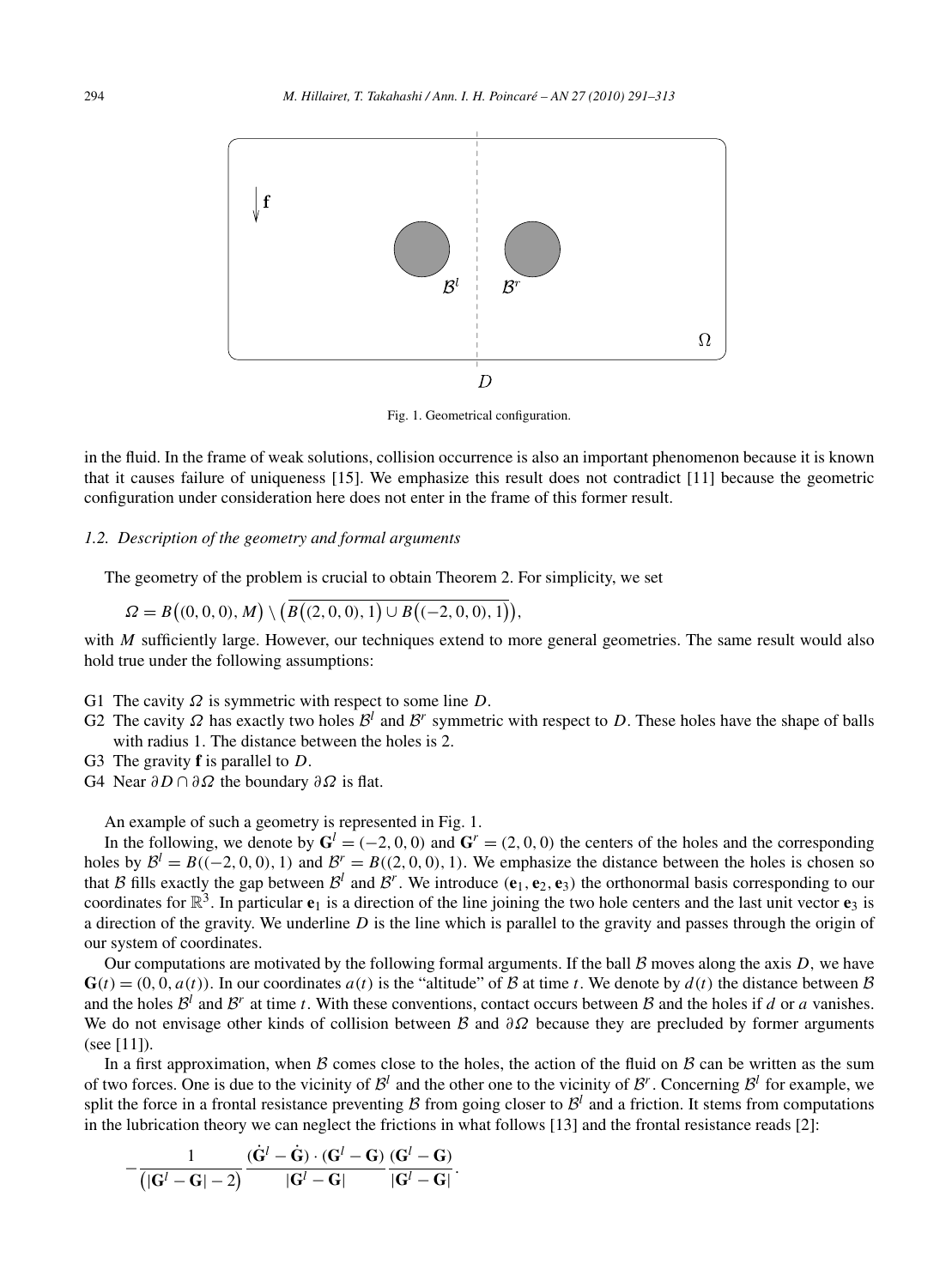Fig. 1. Geometrical configuration.

in the fluid. In the frame of weak solutions, collision occurrence is also an important phenomenon because it is known that it causes failure of uniqueness [15]. We emphasize this result does not contradict [11] because the geometric configuration under consideration here does not enter in the frame of this former result.

### 1.2. Description of the geometry and formal arguments

The geometry of the problem is crucial to obtain Theorem 2. For simplicity, we set

$$\Omega = B\big((0,0,0), M\big) \setminus \big(\overline{B\big((2,0,0),1\big) \cup B\big((-2,0,0),1\big)}\big),$$

with $M$ sufficiently large. However, our techniques extend to more general geometries. The same result would also hold true under the following assumptions:

- G1 The cavity $\Omega$ is symmetric with respect to some line $D$.
- G2 The cavity $\Omega$ has exactly two holes $\mathcal{B}^l$ and $\mathcal{B}^r$ symmetric with respect to $D$. These holes have the shape of balls with radius 1. The distance between the holes is 2.
- G3 The gravity $\mathbf{f}$ is parallel to $D$.
- G4 Near $\partial D \cap \partial\Omega$ the boundary $\partial\Omega$ is flat.

An example of such a geometry is represented in Fig. 1.

In the following, we denote by $\mathbf{G}^l = (-2,0,0)$ and $\mathbf{G}^r = (2,0,0)$ the centers of the holes and the corresponding holes by $\mathcal{B}^l = B((-2,0,0),1)$ and $\mathcal{B}^r = B((2,0,0),1)$. We emphasize the distance between the holes is chosen so that $\mathcal{B}$ fills exactly the gap between $\mathcal{B}^l$ and $\mathcal{B}^r$. We introduce $(\mathbf{e}_1, \mathbf{e}_2, \mathbf{e}_3)$ the orthonormal basis corresponding to our coordinates for $\mathbb{R}^3$. In particular $\mathbf{e}_1$ is a direction of the line joining the two hole centers and the last unit vector $\mathbf{e}_3$ is a direction of the gravity. We underline $D$ is the line which is parallel to the gravity and passes through the origin of our system of coordinates.

Our computations are motivated by the following formal arguments. If the ball $\mathcal{B}$ moves along the axis $D$, we have $\mathbf{G}(t) = (0,0,a(t))$. In our coordinates $a(t)$ is the "altitude" of $\mathcal{B}$ at time $t$. We denote by $d(t)$ the distance between $\mathcal{B}$ and the holes $\mathcal{B}^l$ and $\mathcal{B}^r$ at time $t$. With these conventions, contact occurs between $\mathcal{B}$ and the holes if $d$ or $a$ vanishes. We do not envisage other kinds of collision between $\mathcal{B}$ and $\partial\Omega$ because they are precluded by former arguments (see [11]).

In a first approximation, when $\mathcal{B}$ comes close to the holes, the action of the fluid on $\mathcal{B}$ can be written as the sum of two forces. One is due to the vicinity of $\mathcal{B}^l$ and the other one to the vicinity of $\mathcal{B}^r$. Concerning $\mathcal{B}^l$ for example, we split the force in a frontal resistance preventing $\mathcal{B}$ from going closer to $\mathcal{B}^l$ and a friction. It stems from computations in the lubrication theory we can neglect the frictions in what follows [13] and the frontal resistance reads [2]:

$$-\frac{1}{\big(|\mathbf{G}^l - \mathbf{G}| - 2\big)} \frac{(\dot{\mathbf{G}}^l - \dot{\mathbf{G}}) \cdot (\mathbf{G}^l - \mathbf{G})}{|\mathbf{G}^l - \mathbf{G}|} \frac{(\mathbf{G}^l - \mathbf{G})}{|\mathbf{G}^l - \mathbf{G}|}.$$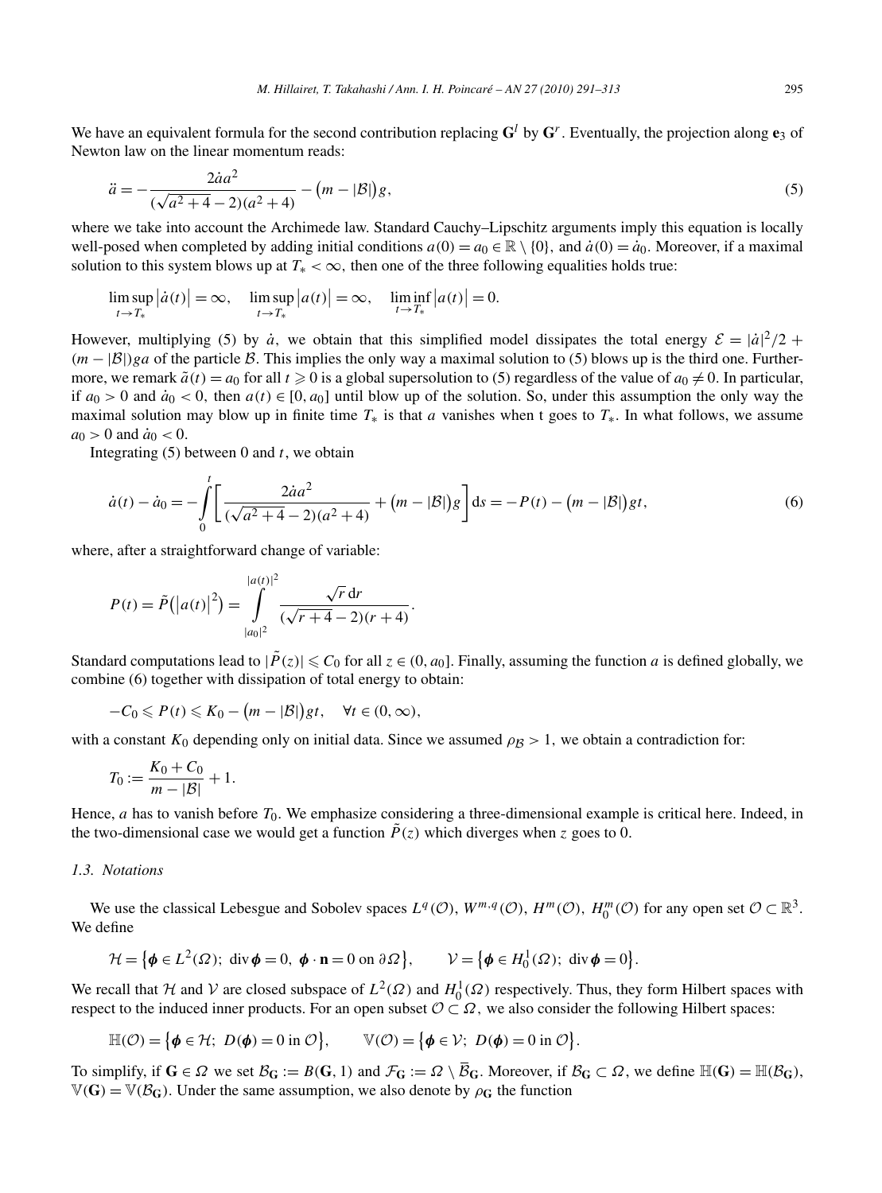We have an equivalent formula for the second contribution replacing $\mathbf{G}^l$ by $\mathbf{G}^r$. Eventually, the projection along $\mathbf{e}_3$ of Newton law on the linear momentum reads:

$$\ddot{a} = -\frac{2\dot{a}a^2}{(\sqrt{a^2+4}-2)(a^2+4)} - \big(m - |\mathcal{B}|\big)g, \tag{5}$$

where we take into account the Archimede law. Standard Cauchy–Lipschitz arguments imply this equation is locally well-posed when completed by adding initial conditions $a(0) = a_0 \in \mathbb{R} \setminus \{0\}$, and $\dot{a}(0) = \dot{a}_0$. Moreover, if a maximal solution to this system blows up at $T_* < \infty$, then one of the three following equalities holds true:

$$\limsup_{t\to T_*} |\dot{a}(t)| = \infty, \quad \limsup_{t\to T_*} |a(t)| = \infty, \quad \liminf_{t\to T_*} |a(t)| = 0.$$

However, multiplying (5) by $\dot{a}$, we obtain that this simplified model dissipates the total energy $\mathcal{E} = |\dot{a}|^2/2 + (m - |\mathcal{B}|)ga$ of the particle $\mathcal{B}$. This implies the only way a maximal solution to (5) blows up is the third one. Furthermore, we remark $\tilde{a}(t) = a_0$ for all $t \geqslant 0$ is a global supersolution to (5) regardless of the value of $a_0 \neq 0$. In particular, if $a_0 > 0$ and $\dot{a}_0 < 0$, then $a(t) \in [0, a_0]$ until blow up of the solution. So, under this assumption the only way the maximal solution may blow up in finite time $T_*$ is that $a$ vanishes when t goes to $T_*$. In what follows, we assume $a_0 > 0$ and $\dot{a}_0 < 0$.

Integrating (5) between 0 and $t$, we obtain

$$\dot{a}(t) - \dot{a}_0 = -\int_0^t \left[\frac{2\dot{a}a^2}{(\sqrt{a^2+4}-2)(a^2+4)} + \big(m - |\mathcal{B}|\big)g\right] \mathrm{d}s = -P(t) - \big(m - |\mathcal{B}|\big)gt, \tag{6}$$

where, after a straightforward change of variable:

$$P(t) = \tilde{P}\big(|a(t)|^2\big) = \int_{|a_0|^2}^{|a(t)|^2} \frac{\sqrt{r}\,\mathrm{d}r}{(\sqrt{r+4}-2)(r+4)}.$$

Standard computations lead to $|\tilde{P}(z)| \leqslant C_0$ for all $z \in (0, a_0]$. Finally, assuming the function $a$ is defined globally, we combine (6) together with dissipation of total energy to obtain:

$$-C_0 \leqslant P(t) \leqslant K_0 - \big(m - |\mathcal{B}|\big)gt, \quad \forall t \in (0, \infty),$$

with a constant $K_0$ depending only on initial data. Since we assumed $\rho_{\mathcal{B}} > 1$, we obtain a contradiction for:

$$T_0 := \frac{K_0 + C_0}{m - |\mathcal{B}|} + 1.$$

Hence, $a$ has to vanish before $T_0$. We emphasize considering a three-dimensional example is critical here. Indeed, in the two-dimensional case we would get a function $\tilde{P}(z)$ which diverges when $z$ goes to 0.

### 1.3. Notations

We use the classical Lebesgue and Sobolev spaces $L^q(\mathcal{O})$, $W^{m,q}(\mathcal{O})$, $H^m(\mathcal{O})$, $H_0^m(\mathcal{O})$ for any open set $\mathcal{O} \subset \mathbb{R}^3$. We define

$$\mathcal{H} = \{\boldsymbol{\phi} \in L^2(\Omega);\ \operatorname{div}\boldsymbol{\phi} = 0,\ \boldsymbol{\phi}\cdot\mathbf{n} = 0 \text{ on } \partial\Omega\}, \qquad \mathcal{V} = \{\boldsymbol{\phi} \in H_0^1(\Omega);\ \operatorname{div}\boldsymbol{\phi} = 0\}.$$

We recall that $\mathcal{H}$ and $\mathcal{V}$ are closed subspace of $L^2(\Omega)$ and $H_0^1(\Omega)$ respectively. Thus, they form Hilbert spaces with respect to the induced inner products. For an open subset $\mathcal{O} \subset \Omega$, we also consider the following Hilbert spaces:

$$\mathbb{H}(\mathcal{O}) = \{\boldsymbol{\phi} \in \mathcal{H};\ D(\boldsymbol{\phi}) = 0 \text{ in } \mathcal{O}\}, \qquad \mathbb{V}(\mathcal{O}) = \{\boldsymbol{\phi} \in \mathcal{V};\ D(\boldsymbol{\phi}) = 0 \text{ in } \mathcal{O}\}.$$

To simplify, if $\mathbf{G} \in \Omega$ we set $\mathcal{B}_{\mathbf{G}} := B(\mathbf{G}, 1)$ and $\mathcal{F}_{\mathbf{G}} := \Omega \setminus \overline{\mathcal{B}}_{\mathbf{G}}$. Moreover, if $\mathcal{B}_{\mathbf{G}} \subset \Omega$, we define $\mathbb{H}(\mathbf{G}) = \mathbb{H}(\mathcal{B}_{\mathbf{G}})$, $\mathbb{V}(\mathbf{G}) = \mathbb{V}(\mathcal{B}_{\mathbf{G}})$. Under the same assumption, we also denote by $\rho_{\mathbf{G}}$ the function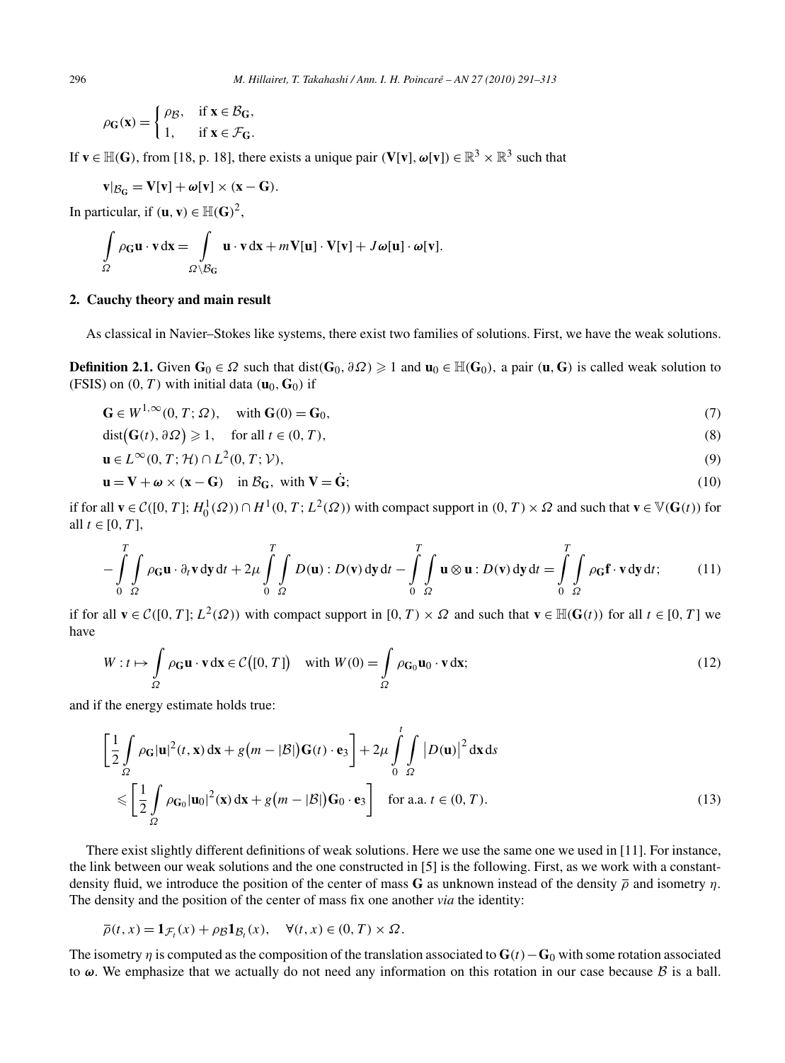$$\rho_{\mathbf{G}}(\mathbf{x}) = \begin{cases} \rho_{\mathcal{B}}, & \text{if } \mathbf{x} \in \mathcal{B}_{\mathbf{G}}, \\ 1, & \text{if } \mathbf{x} \in \mathcal{F}_{\mathbf{G}}. \end{cases}$$

If $\mathbf{v} \in \mathbb{H}(\mathbf{G})$, from [18, p. 18], there exists a unique pair $(\mathbf{V}[\mathbf{v}], \boldsymbol{\omega}[\mathbf{v}]) \in \mathbb{R}^3 \times \mathbb{R}^3$ such that

$$\mathbf{v}|_{\mathcal{B}_{\mathbf{G}}} = \mathbf{V}[\mathbf{v}] + \boldsymbol{\omega}[\mathbf{v}] \times (\mathbf{x} - \mathbf{G}).$$

In particular, if $(\mathbf{u}, \mathbf{v}) \in \mathbb{H}(\mathbf{G})^2$,

$$\int_{\Omega} \rho_{\mathbf{G}} \mathbf{u} \cdot \mathbf{v} \, \mathrm{d}\mathbf{x} = \int_{\Omega \setminus \mathcal{B}_{\mathbf{G}}} \mathbf{u} \cdot \mathbf{v} \, \mathrm{d}\mathbf{x} + m \mathbf{V}[\mathbf{u}] \cdot \mathbf{V}[\mathbf{v}] + J \boldsymbol{\omega}[\mathbf{u}] \cdot \boldsymbol{\omega}[\mathbf{v}].$$

## 2. Cauchy theory and main result

As classical in Navier–Stokes like systems, there exist two families of solutions. First, we have the weak solutions.

**Definition 2.1.** Given $\mathbf{G}_0 \in \Omega$ such that $\operatorname{dist}(\mathbf{G}_0, \partial\Omega) \geqslant 1$ and $\mathbf{u}_0 \in \mathbb{H}(\mathbf{G}_0)$, a pair $(\mathbf{u}, \mathbf{G})$ is called weak solution to (FSIS) on $(0, T)$ with initial data $(\mathbf{u}_0, \mathbf{G}_0)$ if

$$\mathbf{G} \in W^{1,\infty}(0, T; \Omega), \quad \text{with } \mathbf{G}(0) = \mathbf{G}_0, \tag{7}$$

$$\operatorname{dist}\big(\mathbf{G}(t), \partial\Omega\big) \geqslant 1, \quad \text{for all } t \in (0, T), \tag{8}$$

$$\mathbf{u} \in L^\infty(0, T; \mathcal{H}) \cap L^2(0, T; \mathcal{V}), \tag{9}$$

$$\mathbf{u} = \mathbf{V} + \boldsymbol{\omega} \times (\mathbf{x} - \mathbf{G}) \quad \text{in } \mathcal{B}_{\mathbf{G}}, \text{ with } \mathbf{V} = \dot{\mathbf{G}}; \tag{10}$$

if for all $\mathbf{v} \in \mathcal{C}([0, T]; H_0^1(\Omega)) \cap H^1(0, T; L^2(\Omega))$ with compact support in $(0, T) \times \Omega$ and such that $\mathbf{v} \in \mathbb{V}(\mathbf{G}(t))$ for all $t \in [0, T]$,

$$-\int_0^T \int_{\Omega} \rho_{\mathbf{G}} \mathbf{u} \cdot \partial_t \mathbf{v} \, \mathrm{d}\mathbf{y} \, \mathrm{d}t + 2\mu \int_0^T \int_{\Omega} D(\mathbf{u}) : D(\mathbf{v}) \, \mathrm{d}\mathbf{y} \, \mathrm{d}t - \int_0^T \int_{\Omega} \mathbf{u} \otimes \mathbf{u} : D(\mathbf{v}) \, \mathrm{d}\mathbf{y} \, \mathrm{d}t = \int_0^T \int_{\Omega} \rho_{\mathbf{G}} \mathbf{f} \cdot \mathbf{v} \, \mathrm{d}\mathbf{y} \, \mathrm{d}t; \tag{11}$$

if for all $\mathbf{v} \in \mathcal{C}([0, T]; L^2(\Omega))$ with compact support in $[0, T) \times \Omega$ and such that $\mathbf{v} \in \mathbb{H}(\mathbf{G}(t))$ for all $t \in [0, T]$ we have

$$W : t \mapsto \int_{\Omega} \rho_{\mathbf{G}} \mathbf{u} \cdot \mathbf{v} \, \mathrm{d}\mathbf{x} \in \mathcal{C}\big([0, T]\big) \quad \text{with } W(0) = \int_{\Omega} \rho_{\mathbf{G}_0} \mathbf{u}_0 \cdot \mathbf{v} \, \mathrm{d}\mathbf{x}; \tag{12}$$

and if the energy estimate holds true:

$$\left[\frac{1}{2} \int_{\Omega} \rho_{\mathbf{G}} |\mathbf{u}|^2(t, \mathbf{x}) \, \mathrm{d}\mathbf{x} + g\big(m - |\mathcal{B}|\big) \mathbf{G}(t) \cdot \mathbf{e}_3\right] + 2\mu \int_0^t \int_{\Omega} \big|D(\mathbf{u})\big|^2 \, \mathrm{d}\mathbf{x} \, \mathrm{d}s$$
$$\leqslant \left[\frac{1}{2} \int_{\Omega} \rho_{\mathbf{G}_0} |\mathbf{u}_0|^2(\mathbf{x}) \, \mathrm{d}\mathbf{x} + g\big(m - |\mathcal{B}|\big) \mathbf{G}_0 \cdot \mathbf{e}_3\right] \quad \text{for a.a. } t \in (0, T). \tag{13}$$

There exist slightly different definitions of weak solutions. Here we use the same one we used in [11]. For instance, the link between our weak solutions and the one constructed in [5] is the following. First, as we work with a constant-density fluid, we introduce the position of the center of mass $\mathbf{G}$ as unknown instead of the density $\bar{\rho}$ and isometry $\eta$. The density and the position of the center of mass fix one another *via* the identity:

$$\bar{\rho}(t, x) = \mathbf{1}_{\mathcal{F}_t}(x) + \rho_{\mathcal{B}} \mathbf{1}_{\mathcal{B}_t}(x), \quad \forall (t, x) \in (0, T) \times \Omega.$$

The isometry $\eta$ is computed as the composition of the translation associated to $\mathbf{G}(t) - \mathbf{G}_0$ with some rotation associated to $\boldsymbol{\omega}$. We emphasize that we actually do not need any information on this rotation in our case because $\mathcal{B}$ is a ball.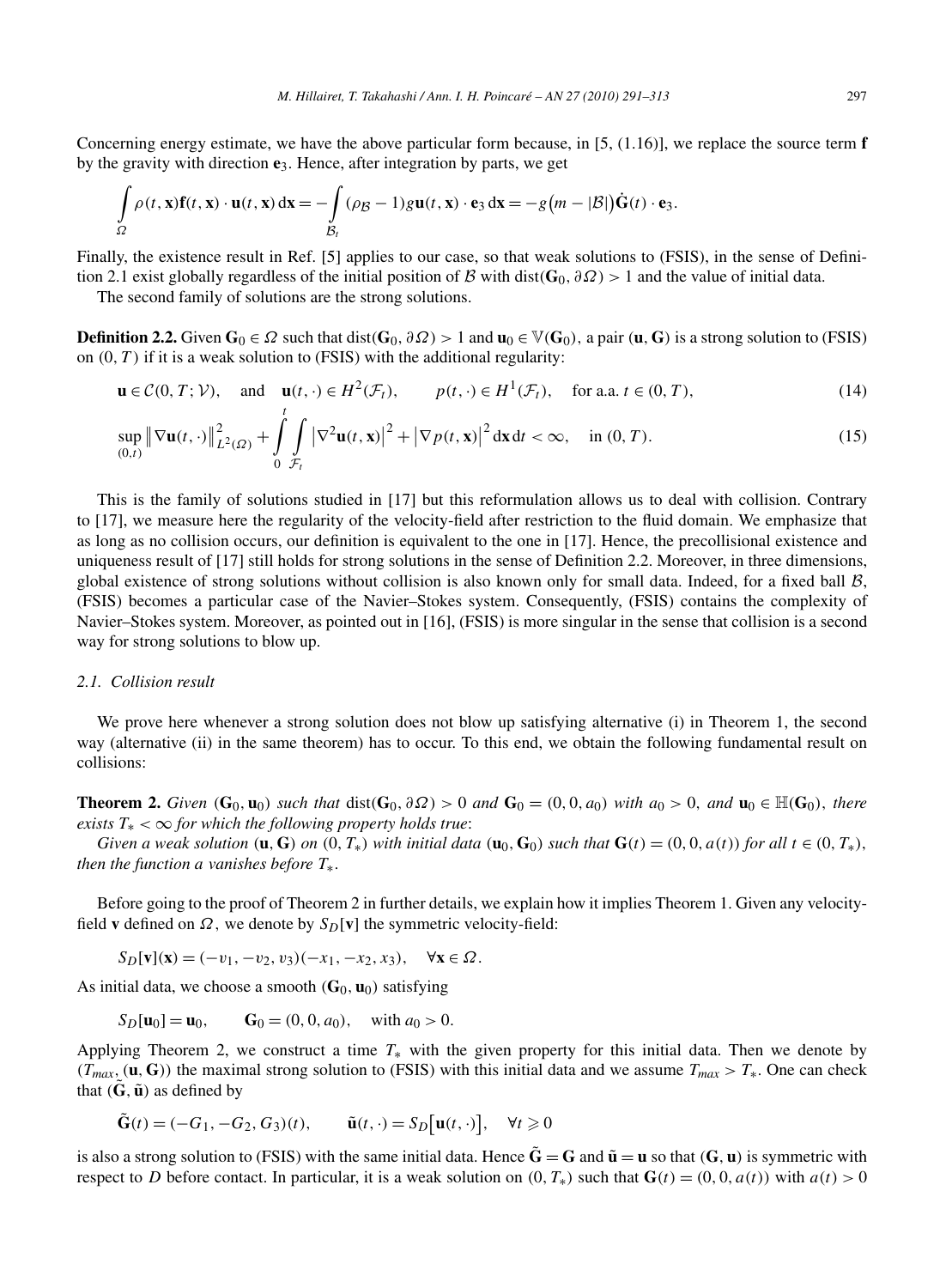Concerning energy estimate, we have the above particular form because, in [5, (1.16)], we replace the source term $\mathbf{f}$ by the gravity with direction $\mathbf{e}_3$. Hence, after integration by parts, we get

$$\int_{\Omega} \rho(t,\mathbf{x})\mathbf{f}(t,\mathbf{x}) \cdot \mathbf{u}(t,\mathbf{x})\,\mathrm{d}\mathbf{x} = -\int_{\mathcal{B}_t} (\rho_{\mathcal{B}} - 1) g \mathbf{u}(t,\mathbf{x}) \cdot \mathbf{e}_3 \,\mathrm{d}\mathbf{x} = -g\big(m - |\mathcal{B}|\big)\dot{\mathbf{G}}(t) \cdot \mathbf{e}_3.$$

Finally, the existence result in Ref. [5] applies to our case, so that weak solutions to (FSIS), in the sense of Definition 2.1 exist globally regardless of the initial position of $\mathcal{B}$ with $\mathrm{dist}(\mathbf{G}_0, \partial\Omega) > 1$ and the value of initial data.

The second family of solutions are the strong solutions.

**Definition 2.2.** Given $\mathbf{G}_0 \in \Omega$ such that $\mathrm{dist}(\mathbf{G}_0, \partial\Omega) > 1$ and $\mathbf{u}_0 \in \mathbb{V}(\mathbf{G}_0)$, a pair $(\mathbf{u}, \mathbf{G})$ is a strong solution to (FSIS) on $(0,T)$ if it is a weak solution to (FSIS) with the additional regularity:

$$\mathbf{u} \in \mathcal{C}(0,T;\mathcal{V}), \quad \text{and} \quad \mathbf{u}(t,\cdot) \in H^2(\mathcal{F}_t), \qquad p(t,\cdot) \in H^1(\mathcal{F}_t), \quad \text{for a.a. } t \in (0,T), \tag{14}$$

$$\sup_{(0,t)} \big\|\nabla \mathbf{u}(t,\cdot)\big\|^2_{L^2(\Omega)} + \int_0^t \int_{\mathcal{F}_t} \big|\nabla^2 \mathbf{u}(t,\mathbf{x})\big|^2 + \big|\nabla p(t,\mathbf{x})\big|^2 \,\mathrm{d}\mathbf{x}\,\mathrm{d}t < \infty, \quad \text{in } (0,T). \tag{15}$$

This is the family of solutions studied in [17] but this reformulation allows us to deal with collision. Contrary to [17], we measure here the regularity of the velocity-field after restriction to the fluid domain. We emphasize that as long as no collision occurs, our definition is equivalent to the one in [17]. Hence, the precollisional existence and uniqueness result of [17] still holds for strong solutions in the sense of Definition 2.2. Moreover, in three dimensions, global existence of strong solutions without collision is also known only for small data. Indeed, for a fixed ball $\mathcal{B}$, (FSIS) becomes a particular case of the Navier–Stokes system. Consequently, (FSIS) contains the complexity of Navier–Stokes system. Moreover, as pointed out in [16], (FSIS) is more singular in the sense that collision is a second way for strong solutions to blow up.

### 2.1. Collision result

We prove here whenever a strong solution does not blow up satisfying alternative (i) in Theorem 1, the second way (alternative (ii) in the same theorem) has to occur. To this end, we obtain the following fundamental result on collisions:

**Theorem 2.** *Given $(\mathbf{G}_0, \mathbf{u}_0)$ such that $\mathrm{dist}(\mathbf{G}_0, \partial\Omega) > 0$ and $\mathbf{G}_0 = (0,0,a_0)$ with $a_0 > 0$, and $\mathbf{u}_0 \in \mathbb{H}(\mathbf{G}_0)$, there exists $T_* < \infty$ for which the following property holds true*:

*Given a weak solution $(\mathbf{u}, \mathbf{G})$ on $(0, T_*)$ with initial data $(\mathbf{u}_0, \mathbf{G}_0)$ such that $\mathbf{G}(t) = (0,0,a(t))$ for all $t \in (0, T_*)$, then the function $a$ vanishes before $T_*$.*

Before going to the proof of Theorem 2 in further details, we explain how it implies Theorem 1. Given any velocity-field $\mathbf{v}$ defined on $\Omega$, we denote by $S_D[\mathbf{v}]$ the symmetric velocity-field:

$$S_D[\mathbf{v}](\mathbf{x}) = (-v_1, -v_2, v_3)(-x_1, -x_2, x_3), \quad \forall \mathbf{x} \in \Omega.$$

As initial data, we choose a smooth $(\mathbf{G}_0, \mathbf{u}_0)$ satisfying

$$S_D[\mathbf{u}_0] = \mathbf{u}_0, \qquad \mathbf{G}_0 = (0,0,a_0), \quad \text{with } a_0 > 0.$$

Applying Theorem 2, we construct a time $T_*$ with the given property for this initial data. Then we denote by $(T_{max}, (\mathbf{u}, \mathbf{G}))$ the maximal strong solution to (FSIS) with this initial data and we assume $T_{max} > T_*$. One can check that $(\tilde{\mathbf{G}}, \tilde{\mathbf{u}})$ as defined by

$$\tilde{\mathbf{G}}(t) = (-G_1, -G_2, G_3)(t), \qquad \tilde{\mathbf{u}}(t,\cdot) = S_D\big[\mathbf{u}(t,\cdot)\big], \quad \forall t \geqslant 0$$

is also a strong solution to (FSIS) with the same initial data. Hence $\tilde{\mathbf{G}} = \mathbf{G}$ and $\tilde{\mathbf{u}} = \mathbf{u}$ so that $(\mathbf{G}, \mathbf{u})$ is symmetric with respect to $D$ before contact. In particular, it is a weak solution on $(0, T_*)$ such that $\mathbf{G}(t) = (0,0,a(t))$ with $a(t) > 0$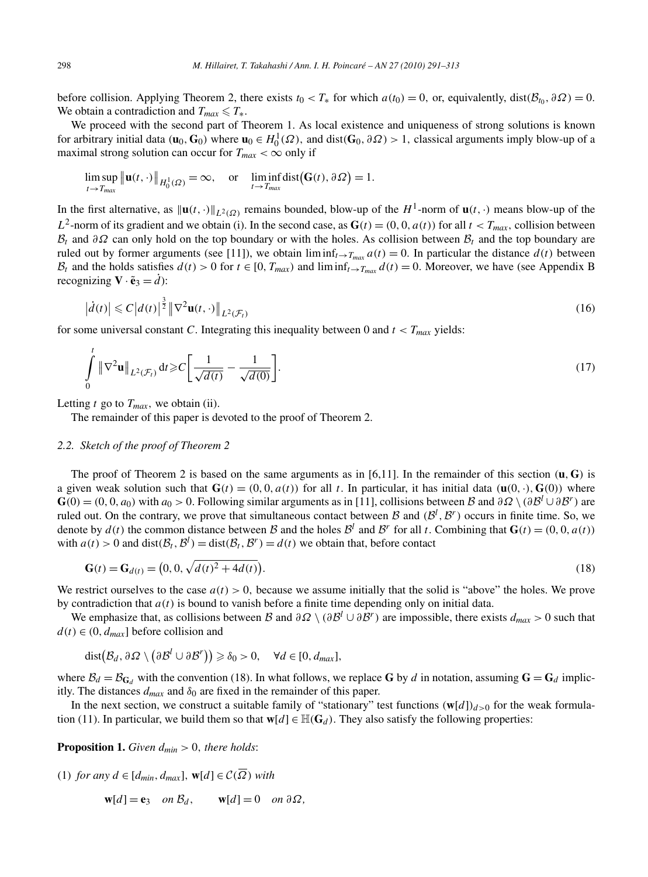before collision. Applying Theorem 2, there exists $t_0 < T_*$ for which $a(t_0) = 0$, or, equivalently, $\text{dist}(\mathcal{B}_{t_0}, \partial\Omega) = 0$. We obtain a contradiction and $T_{max} \leqslant T_*$.

We proceed with the second part of Theorem 1. As local existence and uniqueness of strong solutions is known for arbitrary initial data $(\mathbf{u}_0, \mathbf{G}_0)$ where $\mathbf{u}_0 \in H^1_0(\Omega)$, and $\text{dist}(\mathbf{G}_0, \partial\Omega) > 1$, classical arguments imply blow-up of a maximal strong solution can occur for $T_{max} < \infty$ only if

$$\limsup_{t\to T_{max}} \|\mathbf{u}(t,\cdot)\|_{H^1_0(\Omega)} = \infty, \quad \text{or} \quad \liminf_{t\to T_{max}} \text{dist}(\mathbf{G}(t), \partial\Omega) = 1.$$

In the first alternative, as $\|\mathbf{u}(t,\cdot)\|_{L^2(\Omega)}$ remains bounded, blow-up of the $H^1$-norm of $\mathbf{u}(t,\cdot)$ means blow-up of the $L^2$-norm of its gradient and we obtain (i). In the second case, as $\mathbf{G}(t) = (0,0,a(t))$ for all $t < T_{max}$, collision between $\mathcal{B}_t$ and $\partial\Omega$ can only hold on the top boundary or with the holes. As collision between $\mathcal{B}_t$ and the top boundary are ruled out by former arguments (see [11]), we obtain $\liminf_{t\to T_{max}} a(t) = 0$. In particular the distance $d(t)$ between $\mathcal{B}_t$ and the holds satisfies $d(t) > 0$ for $t \in [0, T_{max})$ and $\liminf_{t\to T_{max}} d(t) = 0$. Moreover, we have (see Appendix B recognizing $\mathbf{V}\cdot\tilde{\mathbf{e}}_3 = \dot{d}$):

$$\left|\dot{d}(t)\right| \leqslant C\left|d(t)\right|^{\frac{3}{2}} \left\|\nabla^2 \mathbf{u}(t,\cdot)\right\|_{L^2(\mathcal{F}_t)} \tag{16}$$

for some universal constant $C$. Integrating this inequality between 0 and $t < T_{max}$ yields:

$$\int_0^t \left\|\nabla^2 \mathbf{u}\right\|_{L^2(\mathcal{F}_t)} \mathrm{d}t \geqslant C\left[\frac{1}{\sqrt{d(t)}} - \frac{1}{\sqrt{d(0)}}\right]. \tag{17}$$

Letting $t$ go to $T_{max}$, we obtain (ii).

The remainder of this paper is devoted to the proof of Theorem 2.

### 2.2. Sketch of the proof of Theorem 2

The proof of Theorem 2 is based on the same arguments as in [6,11]. In the remainder of this section $(\mathbf{u}, \mathbf{G})$ is a given weak solution such that $\mathbf{G}(t) = (0,0,a(t))$ for all $t$. In particular, it has initial data $(\mathbf{u}(0,\cdot), \mathbf{G}(0))$ where $\mathbf{G}(0) = (0,0,a_0)$ with $a_0 > 0$. Following similar arguments as in [11], collisions between $\mathcal{B}$ and $\partial\Omega \setminus (\partial\mathcal{B}^l \cup \partial\mathcal{B}^r)$ are ruled out. On the contrary, we prove that simultaneous contact between $\mathcal{B}$ and $(\mathcal{B}^l, \mathcal{B}^r)$ occurs in finite time. So, we denote by $d(t)$ the common distance between $\mathcal{B}$ and the holes $\mathcal{B}^l$ and $\mathcal{B}^r$ for all $t$. Combining that $\mathbf{G}(t) = (0,0,a(t))$ with $a(t) > 0$ and $\text{dist}(\mathcal{B}_t, \mathcal{B}^l) = \text{dist}(\mathcal{B}_t, \mathcal{B}^r) = d(t)$ we obtain that, before contact

$$\mathbf{G}(t) = \mathbf{G}_{d(t)} = \left(0, 0, \sqrt{d(t)^2 + 4d(t)}\right). \tag{18}$$

We restrict ourselves to the case $a(t) > 0$, because we assume initially that the solid is "above" the holes. We prove by contradiction that $a(t)$ is bound to vanish before a finite time depending only on initial data.

We emphasize that, as collisions between $\mathcal{B}$ and $\partial\Omega \setminus (\partial\mathcal{B}^l \cup \partial\mathcal{B}^r)$ are impossible, there exists $d_{max} > 0$ such that $d(t) \in (0, d_{max}]$ before collision and

$$\text{dist}\left(\mathcal{B}_d, \partial\Omega \setminus \left(\partial\mathcal{B}^l \cup \partial\mathcal{B}^r\right)\right) \geqslant \delta_0 > 0, \quad \forall d \in [0, d_{max}],$$

where $\mathcal{B}_d = \mathcal{B}_{\mathbf{G}_d}$ with the convention (18). In what follows, we replace $\mathbf{G}$ by $d$ in notation, assuming $\mathbf{G} = \mathbf{G}_d$ implicitly. The distances $d_{max}$ and $\delta_0$ are fixed in the remainder of this paper.

In the next section, we construct a suitable family of "stationary" test functions $(\mathbf{w}[d])_{d>0}$ for the weak formulation (11). In particular, we build them so that $\mathbf{w}[d] \in \mathbb{H}(\mathbf{G}_d)$. They also satisfy the following properties:

**Proposition 1.** *Given $d_{min} > 0$, there holds*:

(1) *for any $d \in [d_{min}, d_{max}]$, $\mathbf{w}[d] \in \mathcal{C}(\overline{\Omega})$ with*

$$\mathbf{w}[d] = \mathbf{e}_3 \quad \text{on } \mathcal{B}_d, \qquad \mathbf{w}[d] = 0 \quad \text{on } \partial\Omega,$$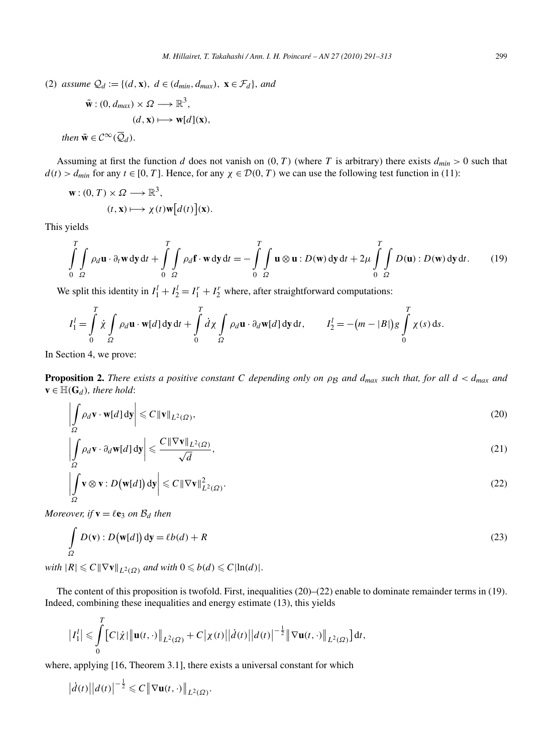(2) *assume* $\mathcal{Q}_d := \{(d, \mathbf{x}),\ d \in (d_{min}, d_{max}),\ \mathbf{x} \in \mathcal{F}_d\}$, *and*

$$
\begin{aligned}
\tilde{\mathbf{w}} : (0, d_{max}) \times \Omega &\longrightarrow \mathbb{R}^3, \\
(d, \mathbf{x}) &\longmapsto \mathbf{w}[d](\mathbf{x}),
\end{aligned}
$$

*then* $\tilde{\mathbf{w}} \in \mathcal{C}^\infty(\overline{\mathcal{Q}}_d)$.

Assuming at first the function $d$ does not vanish on $(0, T)$ (where $T$ is arbitrary) there exists $d_{min} > 0$ such that $d(t) > d_{min}$ for any $t \in [0, T]$. Hence, for any $\chi \in \mathcal{D}(0, T)$ we can use the following test function in (11):

$$
\begin{aligned}
\mathbf{w} : (0, T) \times \Omega &\longrightarrow \mathbb{R}^3, \\
(t, \mathbf{x}) &\longmapsto \chi(t)\mathbf{w}\big[d(t)\big](\mathbf{x}).
\end{aligned}
$$

This yields

$$
\int_0^T \int_\Omega \rho_d \mathbf{u} \cdot \partial_t \mathbf{w} \, \mathrm{d}\mathbf{y} \, \mathrm{d}t + \int_0^T \int_\Omega \rho_d \mathbf{f} \cdot \mathbf{w} \, \mathrm{d}\mathbf{y} \, \mathrm{d}t = -\int_0^T \int_\Omega \mathbf{u} \otimes \mathbf{u} : D(\mathbf{w}) \, \mathrm{d}\mathbf{y} \, \mathrm{d}t + 2\mu \int_0^T \int_\Omega D(\mathbf{u}) : D(\mathbf{w}) \, \mathrm{d}\mathbf{y} \, \mathrm{d}t. \tag{19}
$$

We split this identity in $I_1^l + I_2^l = I_1^r + I_2^r$ where, after straightforward computations:

$$
I_1^l = \int_0^T \dot{\chi} \int_\Omega \rho_d \mathbf{u} \cdot \mathbf{w}[d] \, \mathrm{d}\mathbf{y} \, \mathrm{d}t + \int_0^T \dot{d}\chi \int_\Omega \rho_d \mathbf{u} \cdot \partial_d \mathbf{w}[d] \, \mathrm{d}\mathbf{y} \, \mathrm{d}t, \qquad I_2^l = -\big(m - |B|\big) g \int_0^T \chi(s) \, \mathrm{d}s.
$$

In Section 4, we prove:

**Proposition 2.** *There exists a positive constant $C$ depending only on $\rho_{\mathcal{B}}$ and $d_{max}$ such that, for all $d < d_{max}$ and $\mathbf{v} \in \mathbb{H}(\mathbf{G}_d)$, there hold*:

$$
\left| \int_\Omega \rho_d \mathbf{v} \cdot \mathbf{w}[d] \, \mathrm{d}\mathbf{y} \right| \leqslant C \|\mathbf{v}\|_{L^2(\Omega)}, \tag{20}
$$

$$
\left| \int_\Omega \rho_d \mathbf{v} \cdot \partial_d \mathbf{w}[d] \, \mathrm{d}\mathbf{y} \right| \leqslant \frac{C \|\nabla \mathbf{v}\|_{L^2(\Omega)}}{\sqrt{d}}, \tag{21}
$$

$$
\left| \int_\Omega \mathbf{v} \otimes \mathbf{v} : D\big(\mathbf{w}[d]\big) \, \mathrm{d}\mathbf{y} \right| \leqslant C \|\nabla \mathbf{v}\|_{L^2(\Omega)}^2. \tag{22}
$$

*Moreover, if $\mathbf{v} = \ell \mathbf{e}_3$ on $\mathcal{B}_d$ then*

$$
\int_\Omega D(\mathbf{v}) : D\big(\mathbf{w}[d]\big) \, \mathrm{d}\mathbf{y} = \ell b(d) + R \tag{23}
$$

*with $|R| \leqslant C \|\nabla \mathbf{v}\|_{L^2(\Omega)}$ and with $0 \leqslant b(d) \leqslant C|\ln(d)|$.*

The content of this proposition is twofold. First, inequalities (20)–(22) enable to dominate remainder terms in (19). Indeed, combining these inequalities and energy estimate (13), this yields

$$
\big|I_1^l\big| \leqslant \int_0^T \Big[C|\dot{\chi}| \big\|\mathbf{u}(t, \cdot)\big\|_{L^2(\Omega)} + C\big|\chi(t)\big|\big|\dot{d}(t)\big|\big|d(t)\big|^{-\frac{1}{2}} \big\|\nabla \mathbf{u}(t, \cdot)\big\|_{L^2(\Omega)}\Big] \mathrm{d}t,
$$

where, applying [16, Theorem 3.1], there exists a universal constant for which

$$
\big|\dot{d}(t)\big|\big|d(t)\big|^{-\frac{1}{2}} \leqslant C \big\|\nabla \mathbf{u}(t, \cdot)\big\|_{L^2(\Omega)}.
$$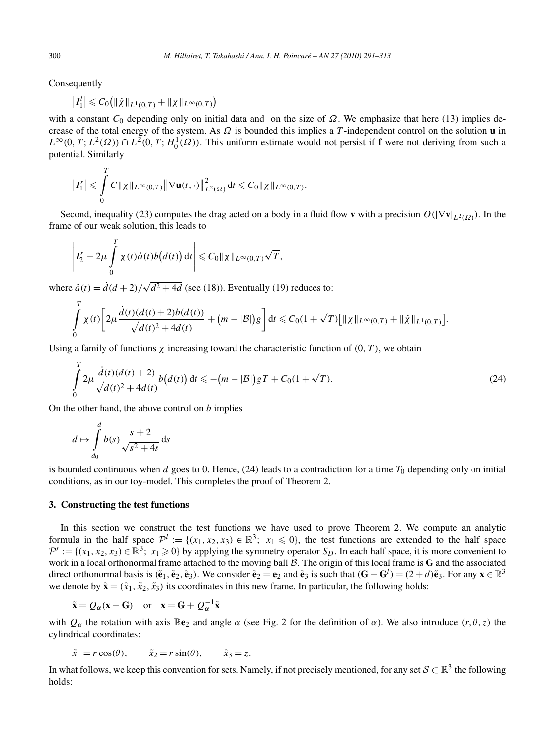Consequently

$$\left|I_1^l\right| \leqslant C_0\left(\|\dot{\chi}\|_{L^1(0,T)} + \|\chi\|_{L^\infty(0,T)}\right)$$

with a constant $C_0$ depending only on initial data and on the size of $\Omega$. We emphasize that here (13) implies decrease of the total energy of the system. As $\Omega$ is bounded this implies a $T$-independent control on the solution $\mathbf{u}$ in $L^\infty(0,T;L^2(\Omega)) \cap L^2(0,T;H_0^1(\Omega))$. This uniform estimate would not persist if $\mathbf{f}$ were not deriving from such a potential. Similarly

$$\left|I_1^r\right| \leqslant \int_0^T C\|\chi\|_{L^\infty(0,T)}\left\|\nabla \mathbf{u}(t,\cdot)\right\|_{L^2(\Omega)}^2 \,\mathrm{d}t \leqslant C_0\|\chi\|_{L^\infty(0,T)}.$$

Second, inequality (23) computes the drag acted on a body in a fluid flow $\mathbf{v}$ with a precision $O(|\nabla \mathbf{v}|_{L^2(\Omega)})$. In the frame of our weak solution, this leads to

$$\left|I_2^r - 2\mu\int_0^T \chi(t)\dot{a}(t)b\big(d(t)\big)\,\mathrm{d}t\right| \leqslant C_0\|\chi\|_{L^\infty(0,T)}\sqrt{T},$$

where $\dot{a}(t) = \dot{d}(d+2)/\sqrt{d^2+4d}$ (see (18)). Eventually (19) reduces to:

$$\int_0^T \chi(t)\left[2\mu\frac{\dot{d}(t)(d(t)+2)b(d(t))}{\sqrt{d(t)^2+4d(t)}} + \big(m - |\mathcal{B}|\big)g\right]\mathrm{d}t \leqslant C_0(1+\sqrt{T})\left[\|\chi\|_{L^\infty(0,T)} + \|\dot{\chi}\|_{L^1(0,T)}\right].$$

Using a family of functions $\chi$ increasing toward the characteristic function of $(0,T)$, we obtain

$$\int_0^T 2\mu\frac{\dot{d}(t)(d(t)+2)}{\sqrt{d(t)^2+4d(t)}}b\big(d(t)\big)\,\mathrm{d}t \leqslant -\big(m-|\mathcal{B}|\big)gT + C_0(1+\sqrt{T}). \tag{24}$$

On the other hand, the above control on $b$ implies

$$d \mapsto \int_{d_0}^d b(s)\frac{s+2}{\sqrt{s^2+4s}}\,\mathrm{d}s$$

is bounded continuous when $d$ goes to 0. Hence, (24) leads to a contradiction for a time $T_0$ depending only on initial conditions, as in our toy-model. This completes the proof of Theorem 2.

## 3. Constructing the test functions

In this section we construct the test functions we have used to prove Theorem 2. We compute an analytic formula in the half space $\mathcal{P}^l := \{(x_1,x_2,x_3) \in \mathbb{R}^3;\ x_1 \leqslant 0\}$, the test functions are extended to the half space $\mathcal{P}^r := \{(x_1,x_2,x_3) \in \mathbb{R}^3;\ x_1 \geqslant 0\}$ by applying the symmetry operator $S_D$. In each half space, it is more convenient to work in a local orthonormal frame attached to the moving ball $\mathcal{B}$. The origin of this local frame is $\mathbf{G}$ and the associated direct orthonormal basis is $(\tilde{\mathbf{e}}_1, \tilde{\mathbf{e}}_2, \tilde{\mathbf{e}}_3)$. We consider $\tilde{\mathbf{e}}_2 = \mathbf{e}_2$ and $\tilde{\mathbf{e}}_3$ is such that $(\mathbf{G} - \mathbf{G}^l) = (2+d)\tilde{\mathbf{e}}_3$. For any $\mathbf{x} \in \mathbb{R}^3$ we denote by $\tilde{\mathbf{x}} = (\tilde{x}_1, \tilde{x}_2, \tilde{x}_3)$ its coordinates in this new frame. In particular, the following holds:

$$\tilde{\mathbf{x}} = Q_\alpha(\mathbf{x} - \mathbf{G}) \quad \text{or} \quad \mathbf{x} = \mathbf{G} + Q_\alpha^{-1}\tilde{\mathbf{x}}$$

with $Q_\alpha$ the rotation with axis $\mathbb{R}\mathbf{e}_2$ and angle $\alpha$ (see Fig. 2 for the definition of $\alpha$). We also introduce $(r,\theta,z)$ the cylindrical coordinates:

$$\tilde{x}_1 = r\cos(\theta), \qquad \tilde{x}_2 = r\sin(\theta), \qquad \tilde{x}_3 = z.$$

In what follows, we keep this convention for sets. Namely, if not precisely mentioned, for any set $\mathcal{S} \subset \mathbb{R}^3$ the following holds: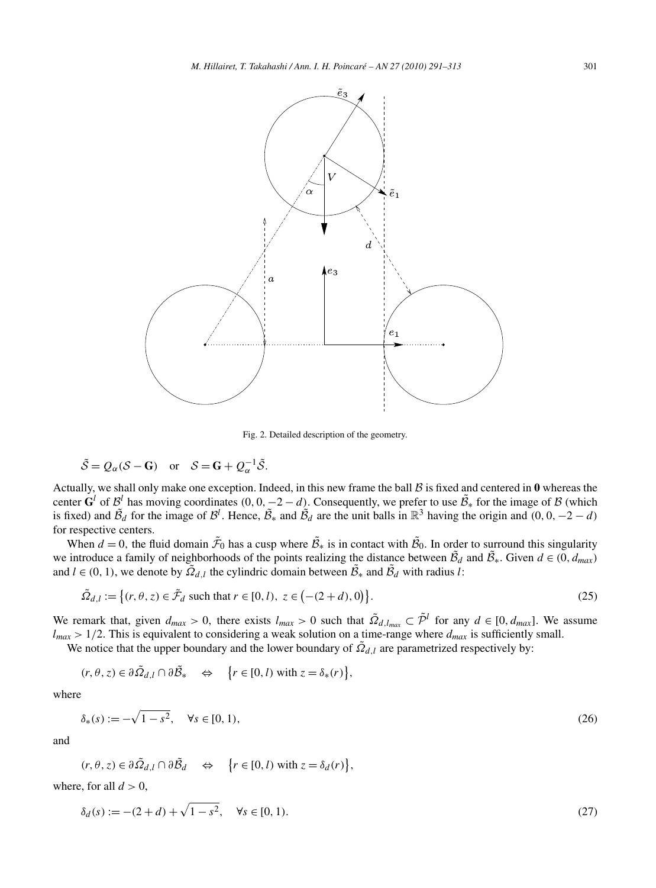Fig. 2. Detailed description of the geometry.

$$\tilde{\mathcal{S}} = Q_\alpha(\mathcal{S} - \mathbf{G}) \quad \text{or} \quad \mathcal{S} = \mathbf{G} + Q_\alpha^{-1}\tilde{\mathcal{S}}.$$

Actually, we shall only make one exception. Indeed, in this new frame the ball $\mathcal{B}$ is fixed and centered in $\mathbf{0}$ whereas the center $\mathbf{G}^l$ of $\mathcal{B}^l$ has moving coordinates $(0, 0, -2 - d)$. Consequently, we prefer to use $\tilde{\mathcal{B}}_*$ for the image of $\mathcal{B}$ (which is fixed) and $\tilde{\mathcal{B}}_d$ for the image of $\mathcal{B}^l$. Hence, $\tilde{\mathcal{B}}_*$ and $\tilde{\mathcal{B}}_d$ are the unit balls in $\mathbb{R}^3$ having the origin and $(0, 0, -2 - d)$ for respective centers.

When $d = 0$, the fluid domain $\tilde{\mathcal{F}}_0$ has a cusp where $\tilde{\mathcal{B}}_*$ is in contact with $\tilde{\mathcal{B}}_0$. In order to surround this singularity we introduce a family of neighborhoods of the points realizing the distance between $\tilde{\mathcal{B}}_d$ and $\tilde{\mathcal{B}}_*$. Given $d \in (0, d_{max})$ and $l \in (0, 1)$, we denote by $\tilde{\Omega}_{d,l}$ the cylindric domain between $\tilde{\mathcal{B}}_*$ and $\tilde{\mathcal{B}}_d$ with radius $l$:

$$\tilde{\Omega}_{d,l} := \big\{(r, \theta, z) \in \tilde{\mathcal{F}}_d \text{ such that } r \in [0, l),\ z \in \big(-(2 + d), 0\big)\big\}. \tag{25}$$

We remark that, given $d_{max} > 0$, there exists $l_{max} > 0$ such that $\tilde{\Omega}_{d,l_{max}} \subset \tilde{\mathcal{P}}^l$ for any $d \in [0, d_{max}]$. We assume $l_{max} > 1/2$. This is equivalent to considering a weak solution on a time-range where $d_{max}$ is sufficiently small.

We notice that the upper boundary and the lower boundary of $\tilde{\Omega}_{d,l}$ are parametrized respectively by:

$$(r, \theta, z) \in \partial\tilde{\Omega}_{d,l} \cap \partial\tilde{\mathcal{B}}_* \quad \Leftrightarrow \quad \big\{r \in [0, l) \text{ with } z = \delta_*(r)\big\},$$

where

$$\delta_*(s) := -\sqrt{1 - s^2}, \quad \forall s \in [0, 1), \tag{26}$$

and

$$(r, \theta, z) \in \partial\tilde{\Omega}_{d,l} \cap \partial\tilde{\mathcal{B}}_d \quad \Leftrightarrow \quad \big\{r \in [0, l) \text{ with } z = \delta_d(r)\big\},$$

where, for all $d > 0$,

$$\delta_d(s) := -(2 + d) + \sqrt{1 - s^2}, \quad \forall s \in [0, 1). \tag{27}$$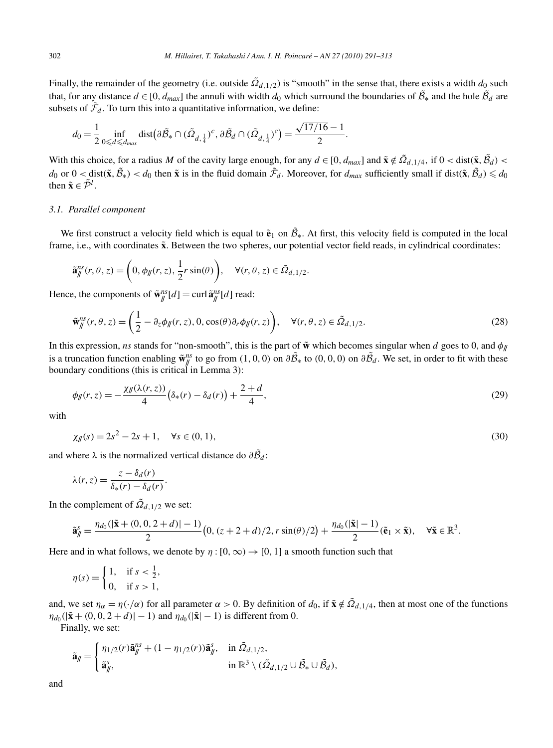Finally, the remainder of the geometry (i.e. outside $\tilde{\Omega}_{d,1/2}$) is "smooth" in the sense that, there exists a width $d_0$ such that, for any distance $d \in [0, d_{max}]$ the annuli with width $d_0$ which surround the boundaries of $\tilde{\mathcal{B}}_*$ and the hole $\tilde{\mathcal{B}}_d$ are subsets of $\tilde{\mathcal{F}}_d$. To turn this into a quantitative information, we define:

$$d_0 = \frac{1}{2} \inf_{0 \leqslant d \leqslant d_{max}} \operatorname{dist}\big(\partial \tilde{\mathcal{B}}_* \cap (\tilde{\Omega}_{d,\frac{1}{4}})^c, \partial \tilde{\mathcal{B}}_d \cap (\tilde{\Omega}_{d,\frac{1}{4}})^c\big) = \frac{\sqrt{17/16} - 1}{2}.$$

With this choice, for a radius $M$ of the cavity large enough, for any $d \in [0, d_{max}]$ and $\tilde{\mathbf{x}} \notin \tilde{\Omega}_{d,1/4}$, if $0 < \operatorname{dist}(\tilde{\mathbf{x}}, \tilde{\mathcal{B}}_d) < d_0$ or $0 < \operatorname{dist}(\tilde{\mathbf{x}}, \tilde{\mathcal{B}}_*) < d_0$ then $\tilde{\mathbf{x}}$ is in the fluid domain $\tilde{\mathcal{F}}_d$. Moreover, for $d_{max}$ sufficiently small if $\operatorname{dist}(\tilde{\mathbf{x}}, \tilde{\mathcal{B}}_d) \leqslant d_0$ then $\tilde{\mathbf{x}} \in \tilde{\mathcal{P}}^l$.

### 3.1. Parallel component

We first construct a velocity field which is equal to $\tilde{\mathbf{e}}_1$ on $\tilde{\mathcal{B}}_*$. At first, this velocity field is computed in the local frame, i.e., with coordinates $\tilde{\mathbf{x}}$. Between the two spheres, our potential vector field reads, in cylindrical coordinates:

$$\tilde{\mathbf{a}}^{ns}_{/\!/}(r,\theta,z) = \left(0, \phi_{/\!/}(r,z), \frac{1}{2} r \sin(\theta)\right), \quad \forall (r,\theta,z) \in \tilde{\Omega}_{d,1/2}.$$

Hence, the components of $\tilde{\mathbf{w}}^{ns}_{/\!/}[d] = \operatorname{curl} \tilde{\mathbf{a}}^{ns}_{/\!/}[d]$ read:

$$\tilde{\mathbf{w}}^{ns}_{/\!/}(r,\theta,z) = \left(\frac{1}{2} - \partial_z \phi_{/\!/}(r,z), 0, \cos(\theta) \partial_r \phi_{/\!/}(r,z)\right), \quad \forall (r,\theta,z) \in \tilde{\Omega}_{d,1/2}. \tag{28}$$

In this expression, *ns* stands for "non-smooth", this is the part of $\tilde{\mathbf{w}}$ which becomes singular when $d$ goes to 0, and $\phi_{/\!/}$ is a truncation function enabling $\tilde{\mathbf{w}}^{ns}_{/\!/}$ to go from $(1,0,0)$ on $\partial \tilde{\mathcal{B}}_*$ to $(0,0,0)$ on $\partial \tilde{\mathcal{B}}_d$. We set, in order to fit with these boundary conditions (this is critical in Lemma 3):

$$\phi_{/\!/}(r,z) = -\frac{\chi_{/\!/}(\lambda(r,z))}{4} \big(\delta_*(r) - \delta_d(r)\big) + \frac{2+d}{4}, \tag{29}$$

with

$$\chi_{/\!/}(s) = 2s^2 - 2s + 1, \quad \forall s \in (0,1), \tag{30}$$

and where $\lambda$ is the normalized vertical distance do $\partial \tilde{\mathcal{B}}_d$:

$$\lambda(r,z) = \frac{z - \delta_d(r)}{\delta_*(r) - \delta_d(r)}.$$

In the complement of $\tilde{\Omega}_{d,1/2}$ we set:

$$\tilde{\mathbf{a}}^{s}_{/\!/} = \frac{\eta_{d_0}(|\tilde{\mathbf{x}} + (0,0,2+d)| - 1)}{2} \big(0, (z+2+d)/2, r\sin(\theta)/2\big) + \frac{\eta_{d_0}(|\tilde{\mathbf{x}}| - 1)}{2} (\tilde{\mathbf{e}}_1 \times \tilde{\mathbf{x}}), \quad \forall \tilde{\mathbf{x}} \in \mathbb{R}^3.$$

Here and in what follows, we denote by $\eta : [0,\infty) \to [0,1]$ a smooth function such that

$$\eta(s) = \begin{cases} 1, & \text{if } s < \frac{1}{2}, \\ 0, & \text{if } s > 1, \end{cases}$$

and, we set $\eta_\alpha = \eta(\cdot/\alpha)$ for all parameter $\alpha > 0$. By definition of $d_0$, if $\tilde{\mathbf{x}} \notin \tilde{\Omega}_{d,1/4}$, then at most one of the functions $\eta_{d_0}(|\tilde{\mathbf{x}} + (0,0,2+d)| - 1)$ and $\eta_{d_0}(|\tilde{\mathbf{x}}| - 1)$ is different from 0.

Finally, we set:

$$\tilde{\mathbf{a}}_{/\!/} = \begin{cases} \eta_{1/2}(r) \tilde{\mathbf{a}}^{ns}_{/\!/} + (1 - \eta_{1/2}(r)) \tilde{\mathbf{a}}^{s}_{/\!/}, & \text{in } \tilde{\Omega}_{d,1/2}, \\ \tilde{\mathbf{a}}^{s}_{/\!/}, & \text{in } \mathbb{R}^3 \setminus (\tilde{\Omega}_{d,1/2} \cup \tilde{\mathcal{B}}_* \cup \tilde{\mathcal{B}}_d), \end{cases}$$

and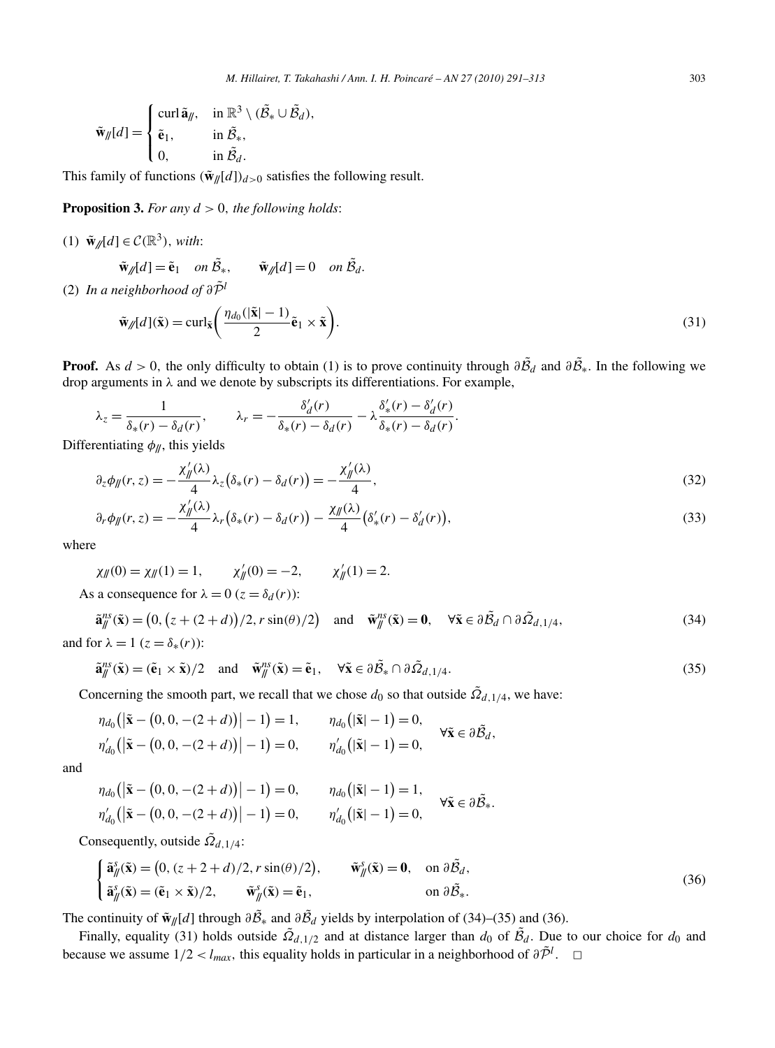$$
\tilde{\mathbf{w}}_{/\!/}[d] = \begin{cases} \operatorname{curl} \tilde{\mathbf{a}}_{/\!/}, & \text{in } \mathbb{R}^3 \setminus (\tilde{\mathcal{B}}_* \cup \tilde{\mathcal{B}}_d), \\ \tilde{\mathbf{e}}_1, & \text{in } \tilde{\mathcal{B}}_*, \\ 0, & \text{in } \tilde{\mathcal{B}}_d. \end{cases}
$$

This family of functions $(\tilde{\mathbf{w}}_{/\!/}[d])_{d>0}$ satisfies the following result.

**Proposition 3.** *For any $d > 0$, the following holds*:

(1) $\tilde{\mathbf{w}}_{/\!/}[d] \in \mathcal{C}(\mathbb{R}^3)$, *with*:

$$
\tilde{\mathbf{w}}_{/\!/}[d] = \tilde{\mathbf{e}}_1 \quad \text{on } \tilde{\mathcal{B}}_*, \qquad \tilde{\mathbf{w}}_{/\!/}[d] = 0 \quad \text{on } \tilde{\mathcal{B}}_d.
$$

(2) *In a neighborhood of $\partial\tilde{\mathcal{P}}^l$*

$$
\tilde{\mathbf{w}}_{/\!/}[d](\tilde{\mathbf{x}}) = \operatorname{curl}_{\tilde{\mathbf{x}}}\left( \frac{\eta_{d_0}(|\tilde{\mathbf{x}}| - 1)}{2} \tilde{\mathbf{e}}_1 \times \tilde{\mathbf{x}} \right). \tag{31}
$$

**Proof.** As $d > 0$, the only difficulty to obtain (1) is to prove continuity through $\partial\tilde{\mathcal{B}}_d$ and $\partial\tilde{\mathcal{B}}_*$. In the following we drop arguments in $\lambda$ and we denote by subscripts its differentiations. For example,

$$
\lambda_z = \frac{1}{\delta_*(r) - \delta_d(r)}, \qquad \lambda_r = -\frac{\delta_d'(r)}{\delta_*(r) - \delta_d(r)} - \lambda \frac{\delta_*'(r) - \delta_d'(r)}{\delta_*(r) - \delta_d(r)}.
$$

Differentiating $\phi_{/\!/}$, this yields

$$
\partial_z \phi_{/\!/}(r, z) = -\frac{\chi_{/\!/}'(\lambda)}{4} \lambda_z \big(\delta_*(r) - \delta_d(r)\big) = -\frac{\chi_{/\!/}'(\lambda)}{4}, \tag{32}
$$

$$
\partial_r \phi_{/\!/}(r, z) = -\frac{\chi_{/\!/}'(\lambda)}{4} \lambda_r \big(\delta_*(r) - \delta_d(r)\big) - \frac{\chi_{/\!/}(\lambda)}{4} \big(\delta_*'(r) - \delta_d'(r)\big), \tag{33}
$$

where

$$
\chi_{/\!/}(0) = \chi_{/\!/}(1) = 1, \qquad \chi_{/\!/}'(0) = -2, \qquad \chi_{/\!/}'(1) = 2.
$$

As a consequence for $\lambda = 0$ ($z = \delta_d(r)$):

$$
\tilde{\mathbf{a}}_{/\!/}^{ns}(\tilde{\mathbf{x}}) = \big(0, \big(z + (2 + d)\big)/2, r\sin(\theta)/2\big) \quad \text{and} \quad \tilde{\mathbf{w}}_{/\!/}^{ns}(\tilde{\mathbf{x}}) = \mathbf{0}, \quad \forall \tilde{\mathbf{x}} \in \partial\tilde{\mathcal{B}}_d \cap \partial\tilde{\Omega}_{d,1/4}, \tag{34}
$$

and for $\lambda = 1$ ($z = \delta_*(r)$):

$$
\tilde{\mathbf{a}}_{/\!/}^{ns}(\tilde{\mathbf{x}}) = (\tilde{\mathbf{e}}_1 \times \tilde{\mathbf{x}})/2 \quad \text{and} \quad \tilde{\mathbf{w}}_{/\!/}^{ns}(\tilde{\mathbf{x}}) = \tilde{\mathbf{e}}_1, \quad \forall \tilde{\mathbf{x}} \in \partial\tilde{\mathcal{B}}_* \cap \partial\tilde{\Omega}_{d,1/4}. \tag{35}
$$

Concerning the smooth part, we recall that we chose $d_0$ so that outside $\tilde{\Omega}_{d,1/4}$, we have:

$$
\left.\begin{aligned} &\eta_{d_0}\big(\big|\tilde{\mathbf{x}} - \big(0, 0, -(2 + d)\big)\big| - 1\big) = 1, \qquad \eta_{d_0}\big(|\tilde{\mathbf{x}}| - 1\big) = 0, \\ &\eta_{d_0}'\big(\big|\tilde{\mathbf{x}} - \big(0, 0, -(2 + d)\big)\big| - 1\big) = 0, \qquad \eta_{d_0}'\big(|\tilde{\mathbf{x}}| - 1\big) = 0, \end{aligned}\right\} \quad \forall \tilde{\mathbf{x}} \in \partial\tilde{\mathcal{B}}_d,
$$

and

$$
\left.\begin{aligned} &\eta_{d_0}\big(\big|\tilde{\mathbf{x}} - \big(0, 0, -(2 + d)\big)\big| - 1\big) = 0, \qquad \eta_{d_0}\big(|\tilde{\mathbf{x}}| - 1\big) = 1, \\ &\eta_{d_0}'\big(\big|\tilde{\mathbf{x}} - \big(0, 0, -(2 + d)\big)\big| - 1\big) = 0, \qquad \eta_{d_0}'\big(|\tilde{\mathbf{x}}| - 1\big) = 0, \end{aligned}\right\} \quad \forall \tilde{\mathbf{x}} \in \partial\tilde{\mathcal{B}}_*.
$$

Consequently, outside $\tilde{\Omega}_{d,1/4}$:

$$
\begin{cases} \tilde{\mathbf{a}}_{/\!/}^{s}(\tilde{\mathbf{x}}) = \big(0, (z + 2 + d)/2, r\sin(\theta)/2\big), \qquad \tilde{\mathbf{w}}_{/\!/}^{s}(\tilde{\mathbf{x}}) = \mathbf{0}, & \text{on } \partial\tilde{\mathcal{B}}_d, \\ \tilde{\mathbf{a}}_{/\!/}^{s}(\tilde{\mathbf{x}}) = (\tilde{\mathbf{e}}_1 \times \tilde{\mathbf{x}})/2, \qquad \tilde{\mathbf{w}}_{/\!/}^{s}(\tilde{\mathbf{x}}) = \tilde{\mathbf{e}}_1, & \text{on } \partial\tilde{\mathcal{B}}_*. \end{cases} \tag{36}
$$

The continuity of $\tilde{\mathbf{w}}_{/\!/}[d]$ through $\partial\tilde{\mathcal{B}}_*$ and $\partial\tilde{\mathcal{B}}_d$ yields by interpolation of (34)–(35) and (36).

Finally, equality (31) holds outside $\tilde{\Omega}_{d,1/2}$ and at distance larger than $d_0$ of $\tilde{\mathcal{B}}_d$. Due to our choice for $d_0$ and because we assume $1/2 < l_{max}$, this equality holds in particular in a neighborhood of $\partial\tilde{\mathcal{P}}^l$. $\square$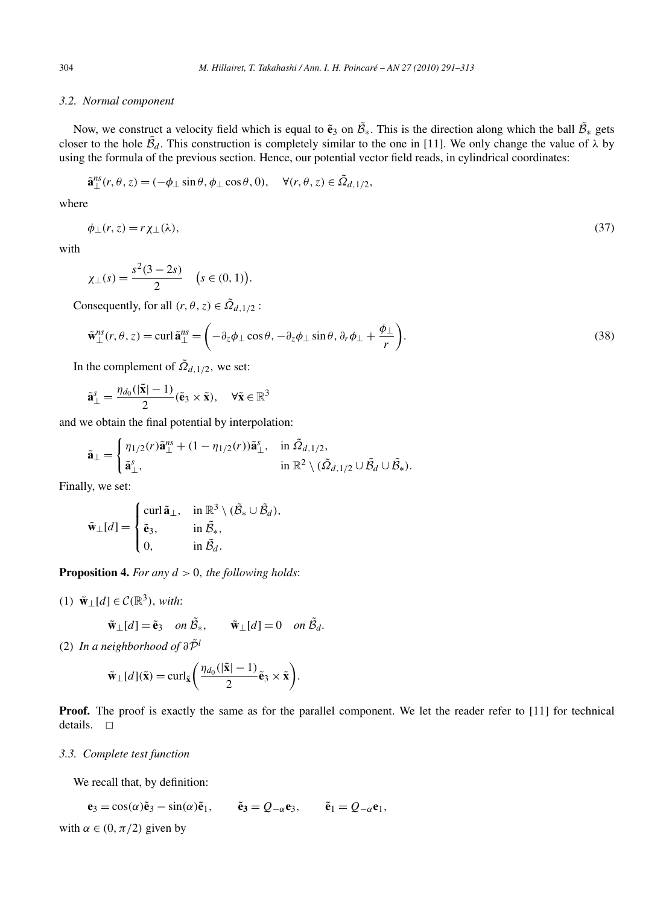### 3.2. Normal component

Now, we construct a velocity field which is equal to $\tilde{\mathbf{e}}_3$ on $\tilde{\mathcal{B}}_*$. This is the direction along which the ball $\tilde{\mathcal{B}}_*$ gets closer to the hole $\tilde{\mathcal{B}}_d$. This construction is completely similar to the one in [11]. We only change the value of $\lambda$ by using the formula of the previous section. Hence, our potential vector field reads, in cylindrical coordinates:

$$\tilde{\mathbf{a}}_{\perp}^{ns}(r,\theta,z) = (-\phi_{\perp}\sin\theta, \phi_{\perp}\cos\theta, 0), \quad \forall (r,\theta,z) \in \tilde{\Omega}_{d,1/2},$$

where

$$\phi_{\perp}(r,z) = r\chi_{\perp}(\lambda), \tag{37}$$

with

$$\chi_{\perp}(s) = \frac{s^2(3-2s)}{2} \quad \big(s \in (0,1)\big).$$

Consequently, for all $(r,\theta,z) \in \tilde{\Omega}_{d,1/2}$ :

$$\tilde{\mathbf{w}}_{\perp}^{ns}(r,\theta,z) = \operatorname{curl}\tilde{\mathbf{a}}_{\perp}^{ns} = \left(-\partial_z\phi_{\perp}\cos\theta, -\partial_z\phi_{\perp}\sin\theta, \partial_r\phi_{\perp} + \frac{\phi_{\perp}}{r}\right). \tag{38}$$

In the complement of $\tilde{\Omega}_{d,1/2}$, we set:

$$\tilde{\mathbf{a}}_{\perp}^{s} = \frac{\eta_{d_0}(|\tilde{\mathbf{x}}|-1)}{2}(\tilde{\mathbf{e}}_3 \times \tilde{\mathbf{x}}), \quad \forall \tilde{\mathbf{x}} \in \mathbb{R}^3$$

and we obtain the final potential by interpolation:

$$\tilde{\mathbf{a}}_{\perp} = \begin{cases} \eta_{1/2}(r)\tilde{\mathbf{a}}_{\perp}^{ns} + (1-\eta_{1/2}(r))\tilde{\mathbf{a}}_{\perp}^{s}, & \text{in } \tilde{\Omega}_{d,1/2}, \\ \tilde{\mathbf{a}}_{\perp}^{s}, & \text{in } \mathbb{R}^2 \setminus (\tilde{\Omega}_{d,1/2} \cup \tilde{\mathcal{B}}_d \cup \tilde{\mathcal{B}}_*). \end{cases}$$

Finally, we set:

$$\tilde{\mathbf{w}}_{\perp}[d] = \begin{cases} \operatorname{curl}\tilde{\mathbf{a}}_{\perp}, & \text{in } \mathbb{R}^3 \setminus (\tilde{\mathcal{B}}_* \cup \tilde{\mathcal{B}}_d), \\ \tilde{\mathbf{e}}_3, & \text{in } \tilde{\mathcal{B}}_*, \\ 0, & \text{in } \tilde{\mathcal{B}}_d. \end{cases}$$

**Proposition 4.** *For any $d > 0$, the following holds*:

(1) $\tilde{\mathbf{w}}_{\perp}[d] \in \mathcal{C}(\mathbb{R}^3)$, *with*:

$$\tilde{\mathbf{w}}_{\perp}[d] = \tilde{\mathbf{e}}_3 \quad \text{on } \tilde{\mathcal{B}}_*, \qquad \tilde{\mathbf{w}}_{\perp}[d] = 0 \quad \text{on } \tilde{\mathcal{B}}_d.$$

(2) *In a neighborhood of* $\partial\tilde{\mathcal{P}}^l$

$$\tilde{\mathbf{w}}_{\perp}[d](\tilde{\mathbf{x}}) = \operatorname{curl}_{\tilde{\mathbf{x}}}\left(\frac{\eta_{d_0}(|\tilde{\mathbf{x}}|-1)}{2}\tilde{\mathbf{e}}_3 \times \tilde{\mathbf{x}}\right).$$

**Proof.** The proof is exactly the same as for the parallel component. We let the reader refer to [11] for technical details. $\square$

### 3.3. Complete test function

We recall that, by definition:

$$\mathbf{e}_3 = \cos(\alpha)\tilde{\mathbf{e}}_3 - \sin(\alpha)\tilde{\mathbf{e}}_1, \qquad \tilde{\mathbf{e}}_3 = Q_{-\alpha}\mathbf{e}_3, \qquad \tilde{\mathbf{e}}_1 = Q_{-\alpha}\mathbf{e}_1,$$

with $\alpha \in (0, \pi/2)$ given by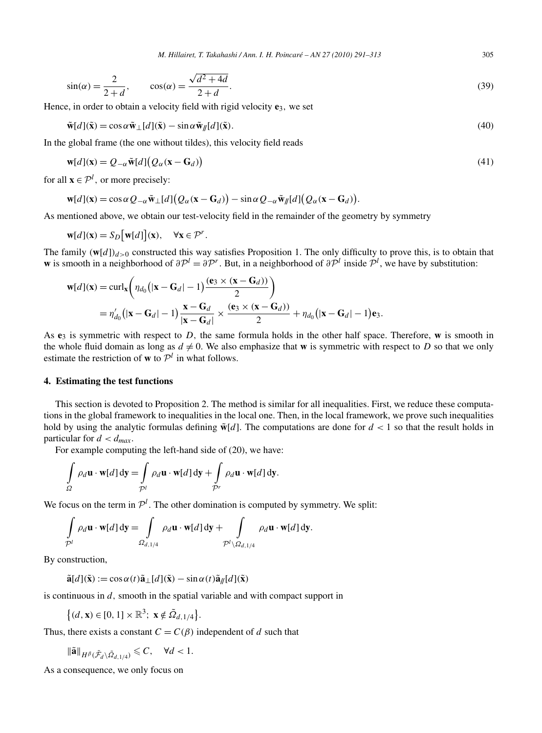$$\sin(\alpha) = \frac{2}{2+d}, \qquad \cos(\alpha) = \frac{\sqrt{d^2+4d}}{2+d}. \tag{39}$$

Hence, in order to obtain a velocity field with rigid velocity $\mathbf{e}_3$, we set

$$\tilde{\mathbf{w}}[d](\tilde{\mathbf{x}}) = \cos\alpha\,\tilde{\mathbf{w}}_\perp[d](\tilde{\mathbf{x}}) - \sin\alpha\,\tilde{\mathbf{w}}_{/\!/}[d](\tilde{\mathbf{x}}). \tag{40}$$

In the global frame (the one without tildes), this velocity field reads

$$\mathbf{w}[d](\mathbf{x}) = Q_{-\alpha}\tilde{\mathbf{w}}[d]\big(Q_\alpha(\mathbf{x} - \mathbf{G}_d)\big) \tag{41}$$

for all $\mathbf{x} \in \mathcal{P}^l$, or more precisely:

$$\mathbf{w}[d](\mathbf{x}) = \cos\alpha\, Q_{-\alpha}\tilde{\mathbf{w}}_\perp[d]\big(Q_\alpha(\mathbf{x} - \mathbf{G}_d)\big) - \sin\alpha\, Q_{-\alpha}\tilde{\mathbf{w}}_{/\!/}[d]\big(Q_\alpha(\mathbf{x} - \mathbf{G}_d)\big).$$

As mentioned above, we obtain our test-velocity field in the remainder of the geometry by symmetry

$$\mathbf{w}[d](\mathbf{x}) = S_D\big[\mathbf{w}[d]\big](\mathbf{x}), \quad \forall \mathbf{x} \in \mathcal{P}^r.$$

The family $(\mathbf{w}[d])_{d>0}$ constructed this way satisfies Proposition 1. The only difficulty to prove this, is to obtain that $\mathbf{w}$ is smooth in a neighborhood of $\partial\mathcal{P}^l = \partial\mathcal{P}^r$. But, in a neighborhood of $\partial\mathcal{P}^l$ inside $\mathcal{P}^l$, we have by substitution:

$$\begin{aligned}
\mathbf{w}[d](\mathbf{x}) &= \mathrm{curl}_{\mathbf{x}}\bigg(\eta_{d_0}\big(|\mathbf{x} - \mathbf{G}_d| - 1\big)\frac{(\mathbf{e}_3 \times (\mathbf{x} - \mathbf{G}_d))}{2}\bigg) \\
&= \eta'_{d_0}\big(|\mathbf{x} - \mathbf{G}_d| - 1\big)\frac{\mathbf{x} - \mathbf{G}_d}{|\mathbf{x} - \mathbf{G}_d|} \times \frac{(\mathbf{e}_3 \times (\mathbf{x} - \mathbf{G}_d))}{2} + \eta_{d_0}\big(|\mathbf{x} - \mathbf{G}_d| - 1\big)\mathbf{e}_3.
\end{aligned}$$

As $\mathbf{e}_3$ is symmetric with respect to $D$, the same formula holds in the other half space. Therefore, $\mathbf{w}$ is smooth in the whole fluid domain as long as $d \neq 0$. We also emphasize that $\mathbf{w}$ is symmetric with respect to $D$ so that we only estimate the restriction of $\mathbf{w}$ to $\mathcal{P}^l$ in what follows.

## 4. Estimating the test functions

This section is devoted to Proposition 2. The method is similar for all inequalities. First, we reduce these computations in the global framework to inequalities in the local one. Then, in the local framework, we prove such inequalities hold by using the analytic formulas defining $\tilde{\mathbf{w}}[d]$. The computations are done for $d < 1$ so that the result holds in particular for $d < d_{max}$.

For example computing the left-hand side of (20), we have:

$$\int_\Omega \rho_d \mathbf{u} \cdot \mathbf{w}[d]\,\mathrm{d}\mathbf{y} = \int_{\mathcal{P}^l} \rho_d \mathbf{u} \cdot \mathbf{w}[d]\,\mathrm{d}\mathbf{y} + \int_{\mathcal{P}^r} \rho_d \mathbf{u} \cdot \mathbf{w}[d]\,\mathrm{d}\mathbf{y}.$$

We focus on the term in $\mathcal{P}^l$. The other domination is computed by symmetry. We split:

$$\int_{\mathcal{P}^l} \rho_d \mathbf{u} \cdot \mathbf{w}[d]\,\mathrm{d}\mathbf{y} = \int_{\Omega_{d,1/4}} \rho_d \mathbf{u} \cdot \mathbf{w}[d]\,\mathrm{d}\mathbf{y} + \int_{\mathcal{P}^l \setminus \Omega_{d,1/4}} \rho_d \mathbf{u} \cdot \mathbf{w}[d]\,\mathrm{d}\mathbf{y}.$$

By construction,

$$\tilde{\mathbf{a}}[d](\tilde{\mathbf{x}}) := \cos\alpha(t)\tilde{\mathbf{a}}_\perp[d](\tilde{\mathbf{x}}) - \sin\alpha(t)\tilde{\mathbf{a}}_{/\!/}[d](\tilde{\mathbf{x}})$$

is continuous in $d$, smooth in the spatial variable and with compact support in

$$\big\{(d, \mathbf{x}) \in [0,1] \times \mathbb{R}^3;\ \mathbf{x} \notin \tilde{\Omega}_{d,1/4}\big\}.$$

Thus, there exists a constant $C = C(\beta)$ independent of $d$ such that

$$\|\tilde{\mathbf{a}}\|_{H^\beta(\tilde{\mathcal{F}}_d \setminus \tilde{\Omega}_{d,1/4})} \leqslant C, \quad \forall d < 1.$$

As a consequence, we only focus on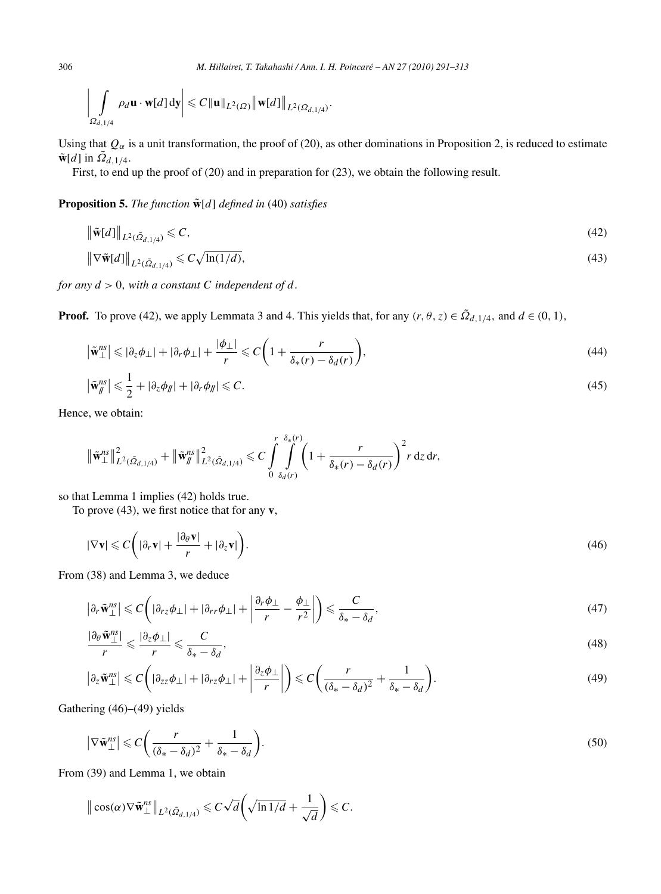$$\left| \int_{\Omega_{d,1/4}} \rho_d \mathbf{u} \cdot \mathbf{w}[d] \, \mathrm{d}\mathbf{y} \right| \leqslant C \|\mathbf{u}\|_{L^2(\Omega)} \|\mathbf{w}[d]\|_{L^2(\Omega_{d,1/4})}.$$

Using that $Q_\alpha$ is a unit transformation, the proof of (20), as other dominations in Proposition 2, is reduced to estimate $\tilde{\mathbf{w}}[d]$ in $\tilde{\Omega}_{d,1/4}$.

First, to end up the proof of (20) and in preparation for (23), we obtain the following result.

**Proposition 5.** *The function $\tilde{\mathbf{w}}[d]$ defined in* (40) *satisfies*

$$\|\tilde{\mathbf{w}}[d]\|_{L^2(\tilde{\Omega}_{d,1/4})} \leqslant C, \tag{42}$$

$$\|\nabla \tilde{\mathbf{w}}[d]\|_{L^2(\tilde{\Omega}_{d,1/4})} \leqslant C\sqrt{\ln(1/d)}, \tag{43}$$

*for any $d > 0$, with a constant $C$ independent of $d$.*

**Proof.** To prove (42), we apply Lemmata 3 and 4. This yields that, for any $(r, \theta, z) \in \tilde{\Omega}_{d,1/4}$, and $d \in (0, 1)$,

$$\left|\tilde{\mathbf{w}}_\perp^{ns}\right| \leqslant |\partial_z \phi_\perp| + |\partial_r \phi_\perp| + \frac{|\phi_\perp|}{r} \leqslant C\left(1 + \frac{r}{\delta_*(r) - \delta_d(r)}\right), \tag{44}$$

$$\left|\tilde{\mathbf{w}}_{/\!/}^{ns}\right| \leqslant \frac{1}{2} + |\partial_z \phi_{/\!/}| + |\partial_r \phi_{/\!/}| \leqslant C. \tag{45}$$

Hence, we obtain:

$$\left\|\tilde{\mathbf{w}}_\perp^{ns}\right\|^2_{L^2(\tilde{\Omega}_{d,1/4})} + \left\|\tilde{\mathbf{w}}_{/\!/}^{ns}\right\|^2_{L^2(\tilde{\Omega}_{d,1/4})} \leqslant C \int_0^r \int_{\delta_d(r)}^{\delta_*(r)} \left(1 + \frac{r}{\delta_*(r) - \delta_d(r)}\right)^2 r \, \mathrm{d}z \, \mathrm{d}r,$$

so that Lemma 1 implies (42) holds true.

To prove (43), we first notice that for any $\mathbf{v}$,

$$|\nabla \mathbf{v}| \leqslant C\left(|\partial_r \mathbf{v}| + \frac{|\partial_\theta \mathbf{v}|}{r} + |\partial_z \mathbf{v}|\right). \tag{46}$$

From (38) and Lemma 3, we deduce

$$\left|\partial_r \tilde{\mathbf{w}}_\perp^{ns}\right| \leqslant C\left(|\partial_{rz} \phi_\perp| + |\partial_{rr} \phi_\perp| + \left|\frac{\partial_r \phi_\perp}{r} - \frac{\phi_\perp}{r^2}\right|\right) \leqslant \frac{C}{\delta_* - \delta_d}, \tag{47}$$

$$\frac{|\partial_\theta \tilde{\mathbf{w}}_\perp^{ns}|}{r} \leqslant \frac{|\partial_z \phi_\perp|}{r} \leqslant \frac{C}{\delta_* - \delta_d}, \tag{48}$$

$$\left|\partial_z \tilde{\mathbf{w}}_\perp^{ns}\right| \leqslant C\left(|\partial_{zz} \phi_\perp| + |\partial_{rz} \phi_\perp| + \left|\frac{\partial_z \phi_\perp}{r}\right|\right) \leqslant C\left(\frac{r}{(\delta_* - \delta_d)^2} + \frac{1}{\delta_* - \delta_d}\right). \tag{49}$$

Gathering (46)–(49) yields

$$\left|\nabla \tilde{\mathbf{w}}_\perp^{ns}\right| \leqslant C\left(\frac{r}{(\delta_* - \delta_d)^2} + \frac{1}{\delta_* - \delta_d}\right). \tag{50}$$

From (39) and Lemma 1, we obtain

$$\left\|\cos(\alpha) \nabla \tilde{\mathbf{w}}_\perp^{ns}\right\|_{L^2(\tilde{\Omega}_{d,1/4})} \leqslant C\sqrt{d}\left(\sqrt{\ln 1/d} + \frac{1}{\sqrt{d}}\right) \leqslant C.$$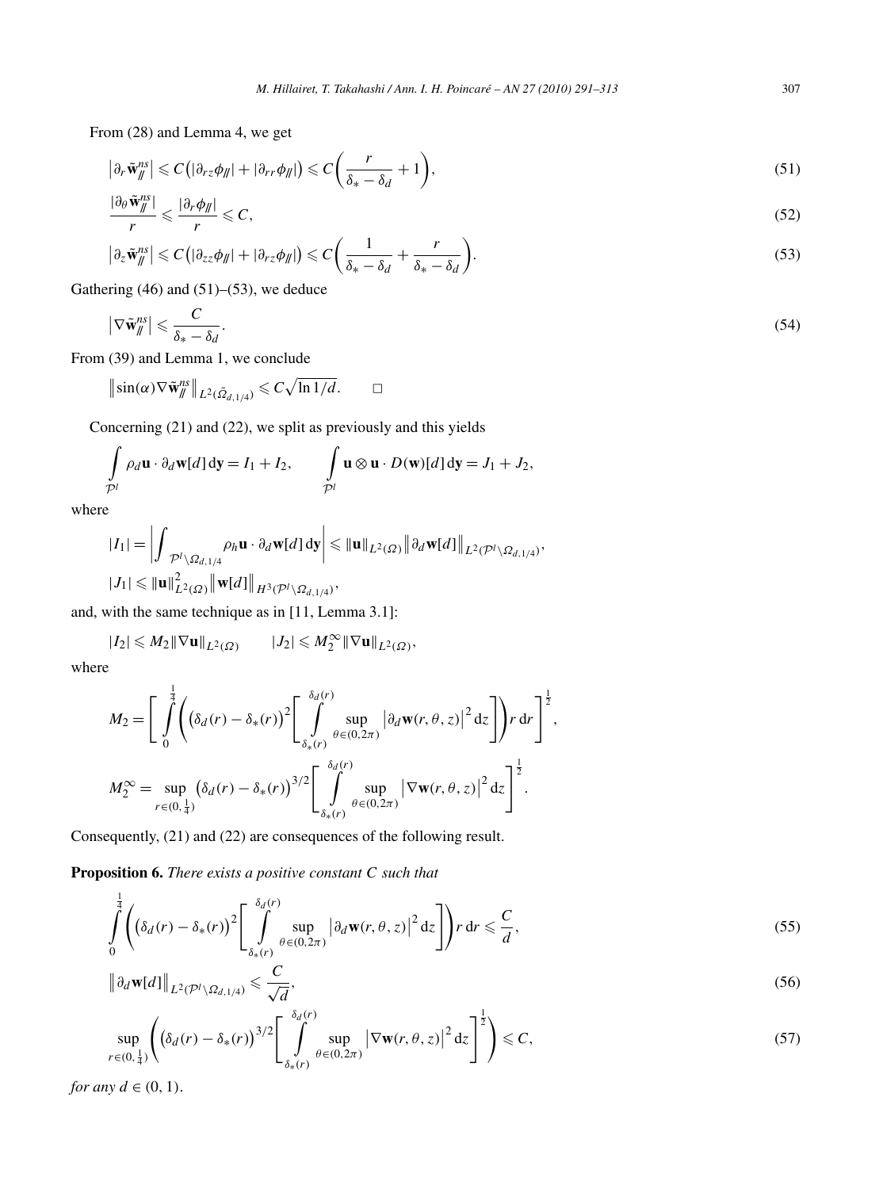From (28) and Lemma 4, we get

$$\left|\partial_r \tilde{\mathbf{w}}_{/\!/}^{ns}\right| \leqslant C\left(|\partial_{rz}\phi_{/\!/}| + |\partial_{rr}\phi_{/\!/}|\right) \leqslant C\left(\frac{r}{\delta_* - \delta_d} + 1\right), \tag{51}$$

$$\frac{|\partial_\theta \tilde{\mathbf{w}}_{/\!/}^{ns}|}{r} \leqslant \frac{|\partial_r \phi_{/\!/}|}{r} \leqslant C, \tag{52}$$

$$\left|\partial_z \tilde{\mathbf{w}}_{/\!/}^{ns}\right| \leqslant C\left(|\partial_{zz}\phi_{/\!/}| + |\partial_{rz}\phi_{/\!/}|\right) \leqslant C\left(\frac{1}{\delta_* - \delta_d} + \frac{r}{\delta_* - \delta_d}\right). \tag{53}$$

Gathering (46) and (51)–(53), we deduce

$$\left|\nabla \tilde{\mathbf{w}}_{/\!/}^{ns}\right| \leqslant \frac{C}{\delta_* - \delta_d}. \tag{54}$$

From (39) and Lemma 1, we conclude

$$\left\|\sin(\alpha)\nabla \tilde{\mathbf{w}}_{/\!/}^{ns}\right\|_{L^2(\tilde{\Omega}_{d,1/4})} \leqslant C\sqrt{\ln 1/d}. \qquad \square$$

Concerning (21) and (22), we split as previously and this yields

$$\int_{\mathcal{P}^l} \rho_d \mathbf{u} \cdot \partial_d \mathbf{w}[d]\,\mathrm{d}\mathbf{y} = I_1 + I_2, \qquad \int_{\mathcal{P}^l} \mathbf{u} \otimes \mathbf{u} \cdot D(\mathbf{w})[d]\,\mathrm{d}\mathbf{y} = J_1 + J_2,$$

where

$$|I_1| = \left|\int_{\mathcal{P}^l \setminus \Omega_{d,1/4}} \rho_h \mathbf{u} \cdot \partial_d \mathbf{w}[d]\,\mathrm{d}\mathbf{y}\right| \leqslant \|\mathbf{u}\|_{L^2(\Omega)} \left\|\partial_d \mathbf{w}[d]\right\|_{L^2(\mathcal{P}^l \setminus \Omega_{d,1/4})},$$

$$|J_1| \leqslant \|\mathbf{u}\|_{L^2(\Omega)}^2 \left\|\mathbf{w}[d]\right\|_{H^3(\mathcal{P}^l \setminus \Omega_{d,1/4})},$$

and, with the same technique as in [11, Lemma 3.1]:

$$|I_2| \leqslant M_2 \|\nabla \mathbf{u}\|_{L^2(\Omega)} \qquad |J_2| \leqslant M_2^\infty \|\nabla \mathbf{u}\|_{L^2(\Omega)},$$

where

$$M_2 = \left[\int_0^{\frac{1}{4}} \left(\left(\delta_d(r) - \delta_*(r)\right)^2 \left[\int_{\delta_*(r)}^{\delta_d(r)} \sup_{\theta \in (0,2\pi)} \left|\partial_d \mathbf{w}(r,\theta,z)\right|^2 \mathrm{d}z\right]\right) r\,\mathrm{d}r\right]^{\frac{1}{2}},$$

$$M_2^\infty = \sup_{r \in (0,\frac{1}{4})} \left(\delta_d(r) - \delta_*(r)\right)^{3/2} \left[\int_{\delta_*(r)}^{\delta_d(r)} \sup_{\theta \in (0,2\pi)} \left|\nabla \mathbf{w}(r,\theta,z)\right|^2 \mathrm{d}z\right]^{\frac{1}{2}}.$$

Consequently, (21) and (22) are consequences of the following result.

**Proposition 6.** *There exists a positive constant $C$ such that*

$$\int_0^{\frac{1}{4}} \left(\left(\delta_d(r) - \delta_*(r)\right)^2 \left[\int_{\delta_*(r)}^{\delta_d(r)} \sup_{\theta \in (0,2\pi)} \left|\partial_d \mathbf{w}(r,\theta,z)\right|^2 \mathrm{d}z\right]\right) r\,\mathrm{d}r \leqslant \frac{C}{d}, \tag{55}$$

$$\left\|\partial_d \mathbf{w}[d]\right\|_{L^2(\mathcal{P}^l \setminus \Omega_{d,1/4})} \leqslant \frac{C}{\sqrt{d}}, \tag{56}$$

$$\sup_{r \in (0,\frac{1}{4})} \left(\left(\delta_d(r) - \delta_*(r)\right)^{3/2} \left[\int_{\delta_*(r)}^{\delta_d(r)} \sup_{\theta \in (0,2\pi)} \left|\nabla \mathbf{w}(r,\theta,z)\right|^2 \mathrm{d}z\right]^{\frac{1}{2}}\right) \leqslant C, \tag{57}$$

*for any $d \in (0,1)$.*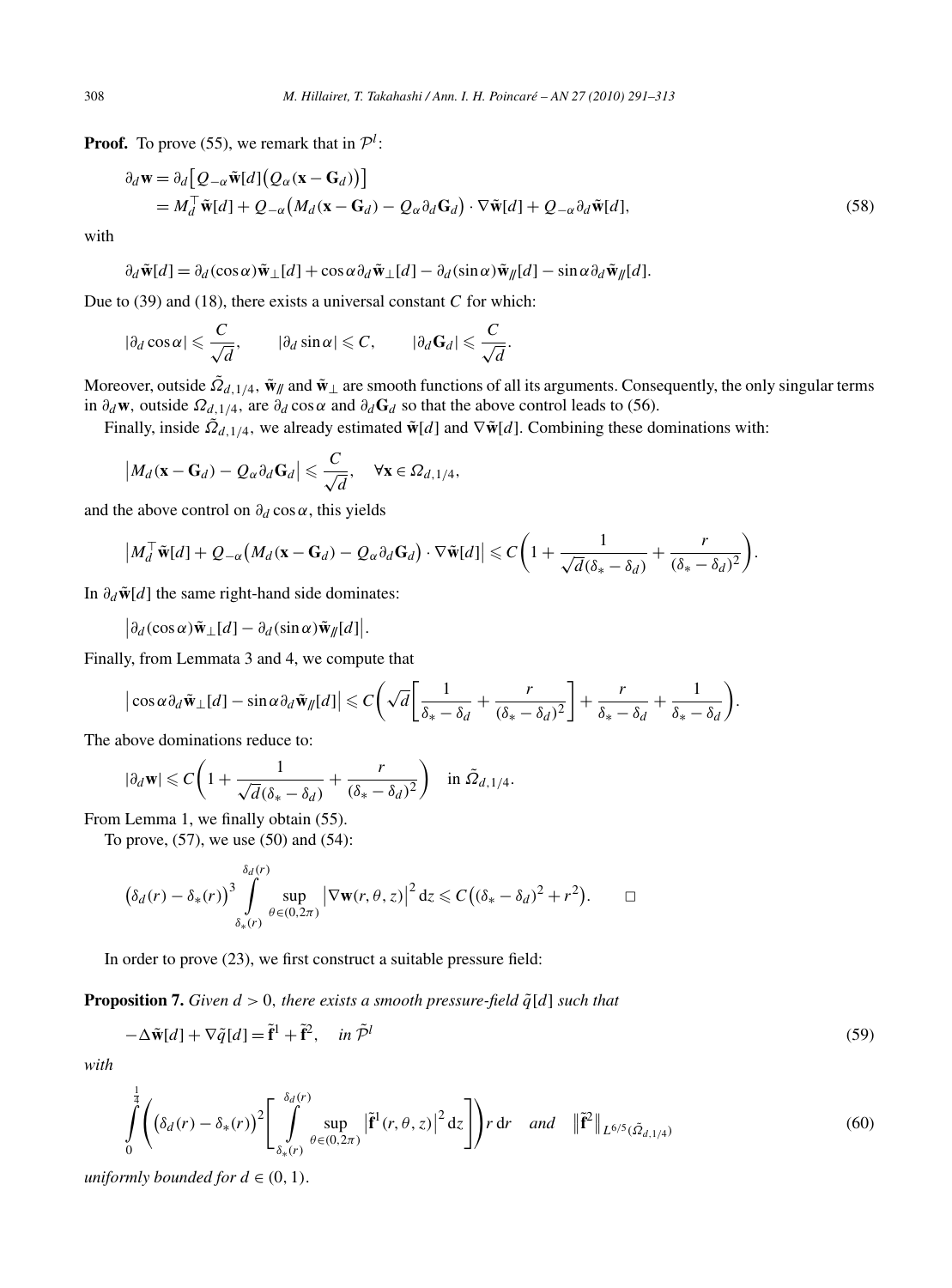**Proof.** To prove (55), we remark that in $\mathcal{P}^l$:

$$\begin{aligned}\partial_d \mathbf{w} &= \partial_d\big[Q_{-\alpha}\tilde{\mathbf{w}}[d]\big(Q_\alpha(\mathbf{x}-\mathbf{G}_d)\big)\big]\\ &= M_d^\top \tilde{\mathbf{w}}[d] + Q_{-\alpha}\big(M_d(\mathbf{x}-\mathbf{G}_d) - Q_\alpha \partial_d \mathbf{G}_d\big)\cdot\nabla\tilde{\mathbf{w}}[d] + Q_{-\alpha}\partial_d\tilde{\mathbf{w}}[d],\end{aligned} \tag{58}$$

with

$$\partial_d\tilde{\mathbf{w}}[d] = \partial_d(\cos\alpha)\tilde{\mathbf{w}}_\perp[d] + \cos\alpha\,\partial_d\tilde{\mathbf{w}}_\perp[d] - \partial_d(\sin\alpha)\tilde{\mathbf{w}}_{/\!/}[d] - \sin\alpha\,\partial_d\tilde{\mathbf{w}}_{/\!/}[d].$$

Due to (39) and (18), there exists a universal constant $C$ for which:

$$|\partial_d\cos\alpha| \leqslant \frac{C}{\sqrt{d}}, \qquad |\partial_d \sin\alpha| \leqslant C, \qquad |\partial_d\mathbf{G}_d| \leqslant \frac{C}{\sqrt{d}}.$$

Moreover, outside $\tilde{\Omega}_{d,1/4}$, $\tilde{\mathbf{w}}_{/\!/}$ and $\tilde{\mathbf{w}}_\perp$ are smooth functions of all its arguments. Consequently, the only singular terms in $\partial_d\mathbf{w}$, outside $\Omega_{d,1/4}$, are $\partial_d\cos\alpha$ and $\partial_d\mathbf{G}_d$ so that the above control leads to (56).

Finally, inside $\tilde{\Omega}_{d,1/4}$, we already estimated $\tilde{\mathbf{w}}[d]$ and $\nabla\tilde{\mathbf{w}}[d]$. Combining these dominations with:

$$\big|M_d(\mathbf{x}-\mathbf{G}_d) - Q_\alpha\partial_d\mathbf{G}_d\big| \leqslant \frac{C}{\sqrt{d}}, \quad \forall \mathbf{x}\in\Omega_{d,1/4},$$

and the above control on $\partial_d\cos\alpha$, this yields

$$\big|M_d^\top\tilde{\mathbf{w}}[d] + Q_{-\alpha}\big(M_d(\mathbf{x}-\mathbf{G}_d) - Q_\alpha\partial_d\mathbf{G}_d\big)\cdot\nabla\tilde{\mathbf{w}}[d]\big| \leqslant C\left(1 + \frac{1}{\sqrt{d}(\delta_* - \delta_d)} + \frac{r}{(\delta_*-\delta_d)^2}\right).$$

In $\partial_d\tilde{\mathbf{w}}[d]$ the same right-hand side dominates:

$$\big|\partial_d(\cos\alpha)\tilde{\mathbf{w}}_\perp[d] - \partial_d(\sin\alpha)\tilde{\mathbf{w}}_{/\!/}[d]\big|.$$

Finally, from Lemmata 3 and 4, we compute that

$$\big|\cos\alpha\,\partial_d\tilde{\mathbf{w}}_\perp[d] - \sin\alpha\,\partial_d\tilde{\mathbf{w}}_{/\!/}[d]\big| \leqslant C\left(\sqrt{d}\left[\frac{1}{\delta_*-\delta_d} + \frac{r}{(\delta_*-\delta_d)^2}\right] + \frac{r}{\delta_*-\delta_d} + \frac{1}{\delta_*-\delta_d}\right).$$

The above dominations reduce to:

$$|\partial_d\mathbf{w}| \leqslant C\left(1 + \frac{1}{\sqrt{d}(\delta_*-\delta_d)} + \frac{r}{(\delta_*-\delta_d)^2}\right) \quad \text{in } \tilde{\Omega}_{d,1/4}.$$

From Lemma 1, we finally obtain (55).

To prove, (57), we use (50) and (54):

$$\big(\delta_d(r) - \delta_*(r)\big)^3 \int_{\delta_*(r)}^{\delta_d(r)} \sup_{\theta\in(0,2\pi)} \big|\nabla\mathbf{w}(r,\theta,z)\big|^2\,\mathrm{d}z \leqslant C\big((\delta_*-\delta_d)^2 + r^2\big). \qquad \square$$

In order to prove (23), we first construct a suitable pressure field:

**Proposition 7.** *Given $d>0$, there exists a smooth pressure-field $\tilde{q}[d]$ such that*

$$-\Delta\tilde{\mathbf{w}}[d] + \nabla\tilde{q}[d] = \tilde{\mathbf{f}}^1 + \tilde{\mathbf{f}}^2, \quad \text{in } \tilde{\mathcal{P}}^l \tag{59}$$

*with*

$$\int_0^{\frac14}\left(\big(\delta_d(r)-\delta_*(r)\big)^2\left[\int_{\delta_*(r)}^{\delta_d(r)} \sup_{\theta\in(0,2\pi)}\big|\tilde{\mathbf{f}}^1(r,\theta,z)\big|^2\,\mathrm{d}z\right]\right) r\,\mathrm{d}r \quad \text{and} \quad \big\|\tilde{\mathbf{f}}^2\big\|_{L^{6/5}(\tilde{\Omega}_{d,1/4})} \tag{60}$$

*uniformly bounded for $d\in(0,1)$.*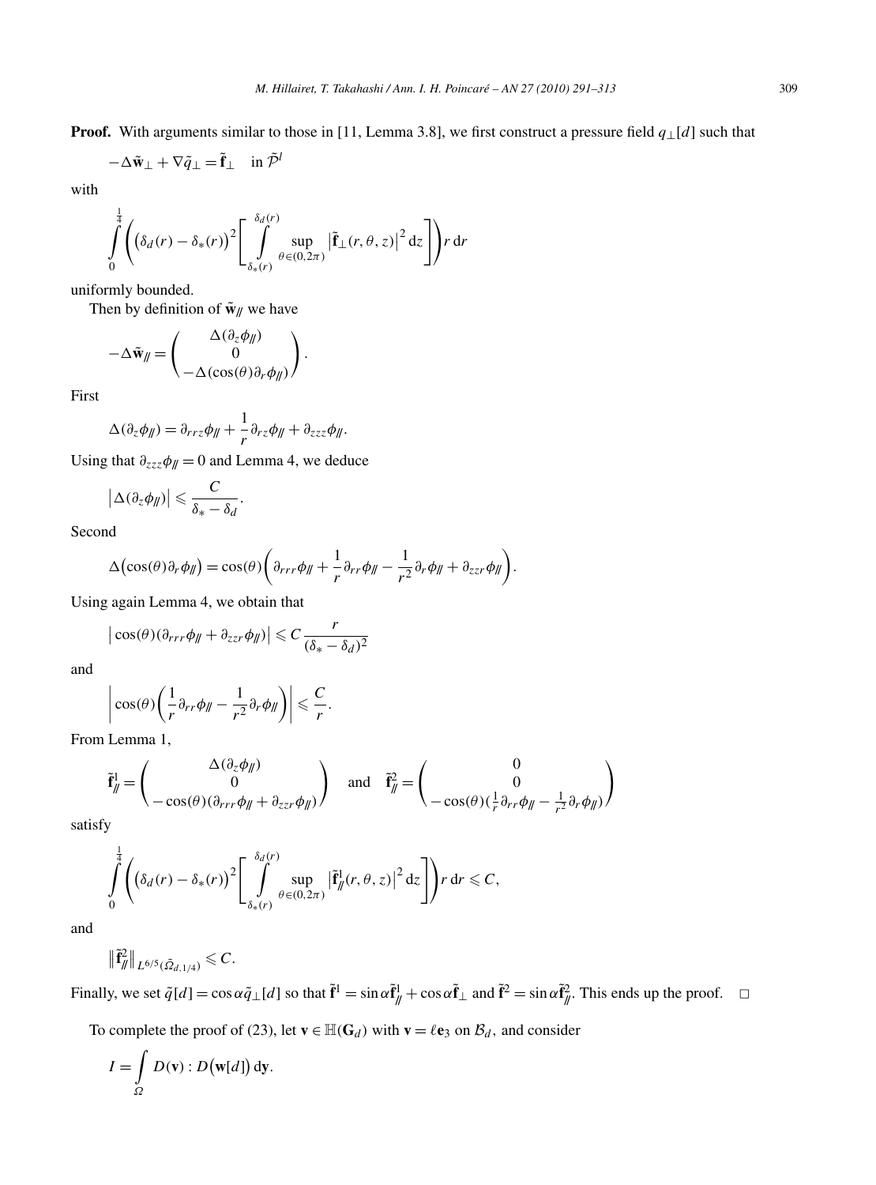**Proof.** With arguments similar to those in [11, Lemma 3.8], we first construct a pressure field $q_\perp[d]$ such that

$$-\Delta \tilde{\mathbf{w}}_\perp + \nabla \tilde{q}_\perp = \tilde{\mathbf{f}}_\perp \quad \text{in } \tilde{\mathcal{P}}^l$$

with

$$\int_0^{\frac{1}{4}} \left( \left(\delta_d(r) - \delta_*(r)\right)^2 \left[ \int_{\delta_*(r)}^{\delta_d(r)} \sup_{\theta \in (0,2\pi)} \left|\tilde{\mathbf{f}}_\perp(r,\theta,z)\right|^2 \mathrm{d}z \right] \right) r \,\mathrm{d}r$$

uniformly bounded.

Then by definition of $\tilde{\mathbf{w}}_{/\!/}$ we have

$$-\Delta \tilde{\mathbf{w}}_{/\!/} = \begin{pmatrix} \Delta(\partial_z \phi_{/\!/}) \\ 0 \\ -\Delta(\cos(\theta)\partial_r \phi_{/\!/}) \end{pmatrix}.$$

First

$$\Delta(\partial_z \phi_{/\!/}) = \partial_{rrz}\phi_{/\!/} + \frac{1}{r}\partial_{rz}\phi_{/\!/} + \partial_{zzz}\phi_{/\!/}.$$

Using that $\partial_{zzz}\phi_{/\!/} = 0$ and Lemma 4, we deduce

$$\left|\Delta(\partial_z \phi_{/\!/})\right| \leqslant \frac{C}{\delta_* - \delta_d}.$$

Second

$$\Delta\left(\cos(\theta)\partial_r \phi_{/\!/}\right) = \cos(\theta)\left( \partial_{rrr}\phi_{/\!/} + \frac{1}{r}\partial_{rr}\phi_{/\!/} - \frac{1}{r^2}\partial_r \phi_{/\!/} + \partial_{zzr}\phi_{/\!/} \right).$$

Using again Lemma 4, we obtain that

$$\left|\cos(\theta)(\partial_{rrr}\phi_{/\!/} + \partial_{zzr}\phi_{/\!/})\right| \leqslant C \frac{r}{(\delta_* - \delta_d)^2}$$

and

$$\left| \cos(\theta)\left( \frac{1}{r}\partial_{rr}\phi_{/\!/} - \frac{1}{r^2}\partial_r \phi_{/\!/} \right) \right| \leqslant \frac{C}{r}.$$

From Lemma 1,

$$\tilde{\mathbf{f}}^1_{/\!/} = \begin{pmatrix} \Delta(\partial_z \phi_{/\!/}) \\ 0 \\ -\cos(\theta)(\partial_{rrr}\phi_{/\!/} + \partial_{zzr}\phi_{/\!/}) \end{pmatrix} \quad \text{and} \quad \tilde{\mathbf{f}}^2_{/\!/} = \begin{pmatrix} 0 \\ 0 \\ -\cos(\theta)(\frac{1}{r}\partial_{rr}\phi_{/\!/} - \frac{1}{r^2}\partial_r \phi_{/\!/}) \end{pmatrix}$$

satisfy

$$\int_0^{\frac{1}{4}} \left( \left(\delta_d(r) - \delta_*(r)\right)^2 \left[ \int_{\delta_*(r)}^{\delta_d(r)} \sup_{\theta \in (0,2\pi)} \left|\tilde{\mathbf{f}}^1_{/\!/}(r,\theta,z)\right|^2 \mathrm{d}z \right] \right) r \,\mathrm{d}r \leqslant C,$$

and

$$\left\|\tilde{\mathbf{f}}^2_{/\!/}\right\|_{L^{6/5}(\tilde{\Omega}_{d,1/4})} \leqslant C.$$

Finally, we set $\tilde{q}[d] = \cos\alpha \tilde{q}_\perp[d]$ so that $\tilde{\mathbf{f}}^1 = \sin\alpha \tilde{\mathbf{f}}^1_{/\!/} + \cos\alpha \tilde{\mathbf{f}}_\perp$ and $\tilde{\mathbf{f}}^2 = \sin\alpha \tilde{\mathbf{f}}^2_{/\!/}$. This ends up the proof. $\square$

To complete the proof of (23), let $\mathbf{v} \in \mathbb{H}(\mathbf{G}_d)$ with $\mathbf{v} = \ell \mathbf{e}_3$ on $\mathcal{B}_d$, and consider

$$I = \int_\Omega D(\mathbf{v}) : D\left(\mathbf{w}[d]\right) \mathrm{d}\mathbf{y}.$$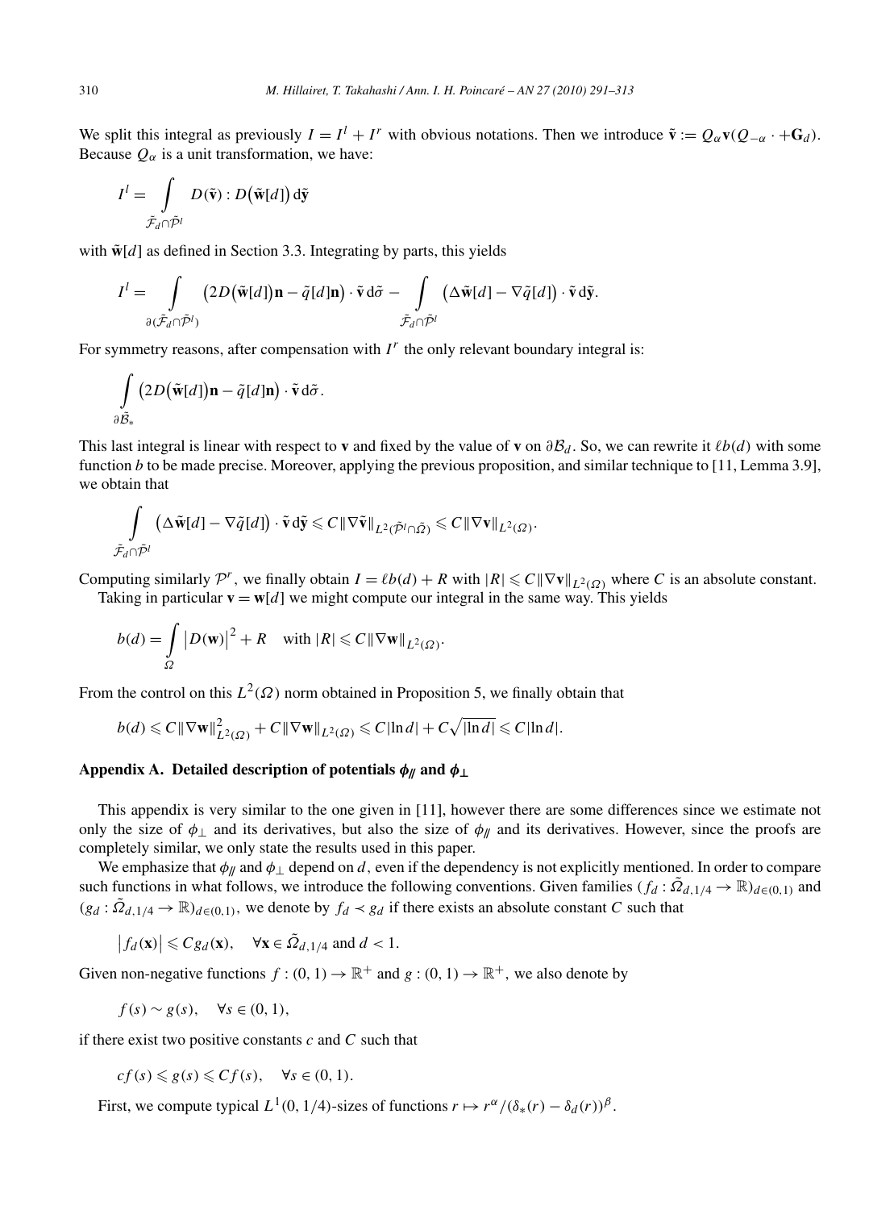We split this integral as previously $I = I^l + I^r$ with obvious notations. Then we introduce $\tilde{\mathbf{v}} := Q_\alpha \mathbf{v}(Q_{-\alpha} \cdot + \mathbf{G}_d)$. Because $Q_\alpha$ is a unit transformation, we have:

$$I^l = \int_{\tilde{\mathcal{F}}_d \cap \tilde{\mathcal{P}}^l} D(\tilde{\mathbf{v}}) : D(\tilde{\mathbf{w}}[d]) \, \mathrm{d}\tilde{\mathbf{y}}$$

with $\tilde{\mathbf{w}}[d]$ as defined in Section 3.3. Integrating by parts, this yields

$$I^l = \int_{\partial(\tilde{\mathcal{F}}_d \cap \tilde{\mathcal{P}}^l)} \big(2D(\tilde{\mathbf{w}}[d])\mathbf{n} - \tilde{q}[d]\mathbf{n}\big) \cdot \tilde{\mathbf{v}} \, \mathrm{d}\tilde{\sigma} - \int_{\tilde{\mathcal{F}}_d \cap \tilde{\mathcal{P}}^l} \big(\Delta \tilde{\mathbf{w}}[d] - \nabla \tilde{q}[d]\big) \cdot \tilde{\mathbf{v}} \, \mathrm{d}\tilde{\mathbf{y}}.$$

For symmetry reasons, after compensation with $I^r$ the only relevant boundary integral is:

$$\int_{\partial \tilde{\mathcal{B}}_*} \big(2D(\tilde{\mathbf{w}}[d])\mathbf{n} - \tilde{q}[d]\mathbf{n}\big) \cdot \tilde{\mathbf{v}} \, \mathrm{d}\tilde{\sigma}.$$

This last integral is linear with respect to $\mathbf{v}$ and fixed by the value of $\mathbf{v}$ on $\partial \mathcal{B}_d$. So, we can rewrite it $\ell b(d)$ with some function $b$ to be made precise. Moreover, applying the previous proposition, and similar technique to [11, Lemma 3.9], we obtain that

$$\int_{\tilde{\mathcal{F}}_d \cap \tilde{\mathcal{P}}^l} \big(\Delta \tilde{\mathbf{w}}[d] - \nabla \tilde{q}[d]\big) \cdot \tilde{\mathbf{v}} \, \mathrm{d}\tilde{\mathbf{y}} \leqslant C \|\nabla \tilde{\mathbf{v}}\|_{L^2(\tilde{\mathcal{P}}^l \cap \tilde{\Omega})} \leqslant C \|\nabla \mathbf{v}\|_{L^2(\Omega)}.$$

Computing similarly $\mathcal{P}^r$, we finally obtain $I = \ell b(d) + R$ with $|R| \leqslant C \|\nabla \mathbf{v}\|_{L^2(\Omega)}$ where $C$ is an absolute constant.

Taking in particular $\mathbf{v} = \mathbf{w}[d]$ we might compute our integral in the same way. This yields

$$b(d) = \int_{\Omega} \big|D(\mathbf{w})\big|^2 + R \quad \text{with } |R| \leqslant C \|\nabla \mathbf{w}\|_{L^2(\Omega)}.$$

From the control on this $L^2(\Omega)$ norm obtained in Proposition 5, we finally obtain that

$$b(d) \leqslant C \|\nabla \mathbf{w}\|^2_{L^2(\Omega)} + C \|\nabla \mathbf{w}\|_{L^2(\Omega)} \leqslant C |\ln d| + C \sqrt{|\ln d|} \leqslant C |\ln d|.$$

## Appendix A. Detailed description of potentials $\phi_{/\!/}$ and $\phi_\perp$

This appendix is very similar to the one given in [11], however there are some differences since we estimate not only the size of $\phi_\perp$ and its derivatives, but also the size of $\phi_{/\!/}$ and its derivatives. However, since the proofs are completely similar, we only state the results used in this paper.

We emphasize that $\phi_{/\!/}$ and $\phi_\perp$ depend on $d$, even if the dependency is not explicitly mentioned. In order to compare such functions in what follows, we introduce the following conventions. Given families $(f_d : \tilde{\Omega}_{d,1/4} \to \mathbb{R})_{d \in (0,1)}$ and $(g_d : \tilde{\Omega}_{d,1/4} \to \mathbb{R})_{d \in (0,1)}$, we denote by $f_d \prec g_d$ if there exists an absolute constant $C$ such that

$$\big|f_d(\mathbf{x})\big| \leqslant C g_d(\mathbf{x}), \quad \forall \mathbf{x} \in \tilde{\Omega}_{d,1/4} \text{ and } d < 1.$$

Given non-negative functions $f : (0,1) \to \mathbb{R}^+$ and $g : (0,1) \to \mathbb{R}^+$, we also denote by

$$f(s) \sim g(s), \quad \forall s \in (0,1),$$

if there exist two positive constants $c$ and $C$ such that

$$c f(s) \leqslant g(s) \leqslant C f(s), \quad \forall s \in (0,1).$$

First, we compute typical $L^1(0,1/4)$-sizes of functions $r \mapsto r^\alpha / (\delta_*(r) - \delta_d(r))^\beta$.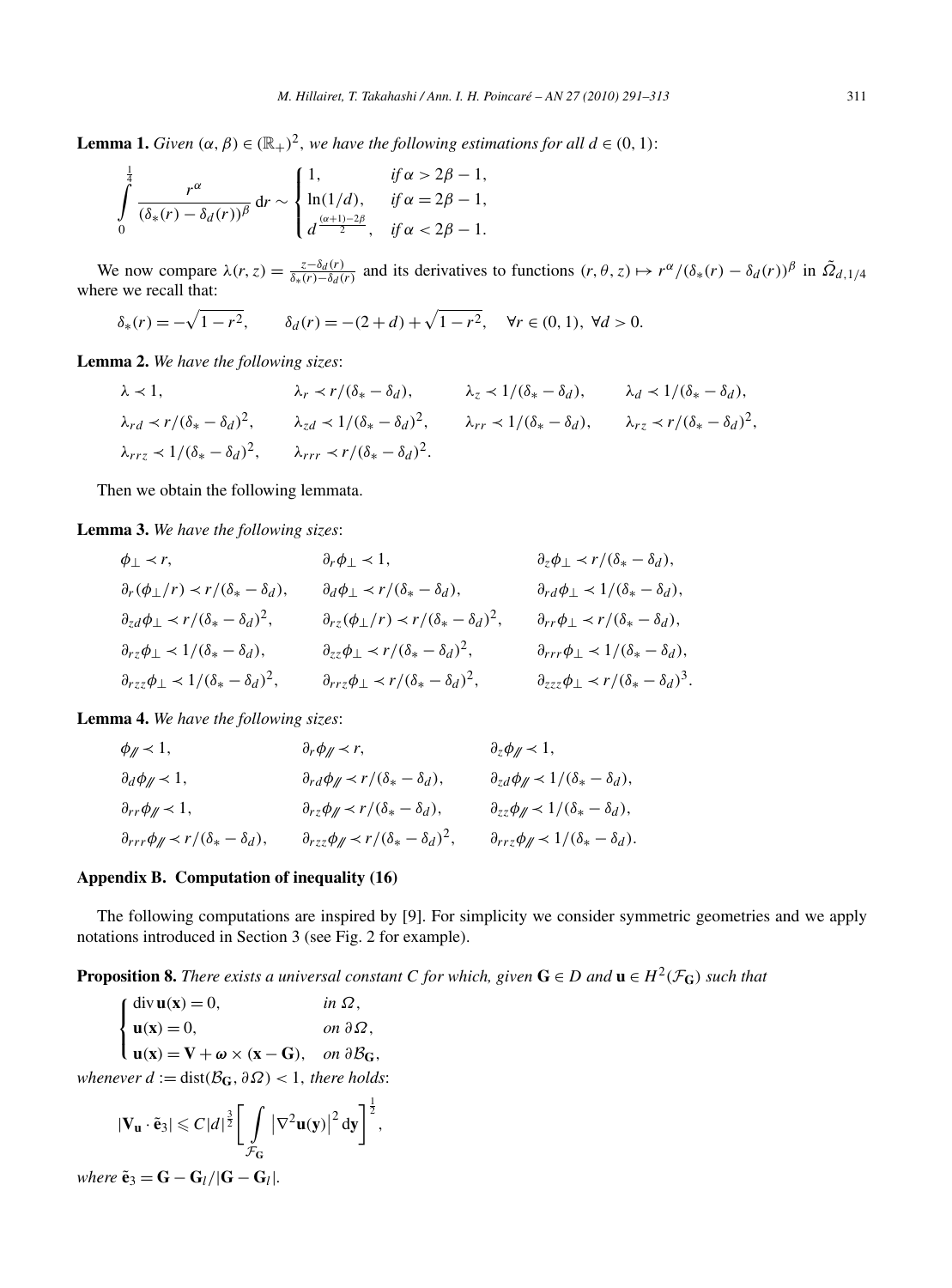**Lemma 1.** *Given $(\alpha, \beta) \in (\mathbb{R}_+)^2$, we have the following estimations for all $d \in (0,1)$:*

$$\int_0^{\frac{1}{4}} \frac{r^\alpha}{(\delta_*(r) - \delta_d(r))^\beta}\,\mathrm{d}r \sim \begin{cases} 1, & \text{if } \alpha > 2\beta - 1, \\ \ln(1/d), & \text{if } \alpha = 2\beta - 1, \\ d^{\frac{(\alpha+1)-2\beta}{2}}, & \text{if } \alpha < 2\beta - 1. \end{cases}$$

We now compare $\lambda(r,z) = \frac{z - \delta_d(r)}{\delta_*(r) - \delta_d(r)}$ and its derivatives to functions $(r,\theta,z) \mapsto r^\alpha/(\delta_*(r) - \delta_d(r))^\beta$ in $\tilde{\Omega}_{d,1/4}$ where we recall that:

$$\delta_*(r) = -\sqrt{1-r^2}, \qquad \delta_d(r) = -(2+d) + \sqrt{1-r^2}, \quad \forall r \in (0,1),\ \forall d > 0.$$

**Lemma 2.** *We have the following sizes*:

$$\begin{aligned}
&\lambda \prec 1, && \lambda_r \prec r/(\delta_* - \delta_d), && \lambda_z \prec 1/(\delta_* - \delta_d), && \lambda_d \prec 1/(\delta_* - \delta_d), \\
&\lambda_{rd} \prec r/(\delta_* - \delta_d)^2, && \lambda_{zd} \prec 1/(\delta_* - \delta_d)^2, && \lambda_{rr} \prec 1/(\delta_* - \delta_d), && \lambda_{rz} \prec r/(\delta_* - \delta_d)^2, \\
&\lambda_{rrz} \prec 1/(\delta_* - \delta_d)^2, && \lambda_{rrr} \prec r/(\delta_* - \delta_d)^2.
\end{aligned}$$

Then we obtain the following lemmata.

**Lemma 3.** *We have the following sizes*:

$$\begin{aligned}
&\phi_\perp \prec r, && \partial_r \phi_\perp \prec 1, && \partial_z \phi_\perp \prec r/(\delta_* - \delta_d), \\
&\partial_r(\phi_\perp/r) \prec r/(\delta_* - \delta_d), && \partial_d \phi_\perp \prec r/(\delta_* - \delta_d), && \partial_{rd} \phi_\perp \prec 1/(\delta_* - \delta_d), \\
&\partial_{zd} \phi_\perp \prec r/(\delta_* - \delta_d)^2, && \partial_{rz}(\phi_\perp/r) \prec r/(\delta_* - \delta_d)^2, && \partial_{rr} \phi_\perp \prec r/(\delta_* - \delta_d), \\
&\partial_{rz} \phi_\perp \prec 1/(\delta_* - \delta_d), && \partial_{zz} \phi_\perp \prec r/(\delta_* - \delta_d)^2, && \partial_{rrr} \phi_\perp \prec 1/(\delta_* - \delta_d), \\
&\partial_{rzz} \phi_\perp \prec 1/(\delta_* - \delta_d)^2, && \partial_{rrz} \phi_\perp \prec r/(\delta_* - \delta_d)^2, && \partial_{zzz} \phi_\perp \prec r/(\delta_* - \delta_d)^3.
\end{aligned}$$

**Lemma 4.** *We have the following sizes*:

$$\begin{aligned}
&\phi_{/\!/} \prec 1, && \partial_r \phi_{/\!/} \prec r, && \partial_z \phi_{/\!/} \prec 1, \\
&\partial_d \phi_{/\!/} \prec 1, && \partial_{rd} \phi_{/\!/} \prec r/(\delta_* - \delta_d), && \partial_{zd} \phi_{/\!/} \prec 1/(\delta_* - \delta_d), \\
&\partial_{rr} \phi_{/\!/} \prec 1, && \partial_{rz} \phi_{/\!/} \prec r/(\delta_* - \delta_d), && \partial_{zz} \phi_{/\!/} \prec 1/(\delta_* - \delta_d), \\
&\partial_{rrr} \phi_{/\!/} \prec r/(\delta_* - \delta_d), && \partial_{rzz} \phi_{/\!/} \prec r/(\delta_* - \delta_d)^2, && \partial_{rrz} \phi_{/\!/} \prec 1/(\delta_* - \delta_d).
\end{aligned}$$

## Appendix B. Computation of inequality (16)

The following computations are inspired by [9]. For simplicity we consider symmetric geometries and we apply notations introduced in Section 3 (see Fig. 2 for example).

**Proposition 8.** *There exists a universal constant $C$ for which, given $\mathbf{G} \in D$ and $\mathbf{u} \in H^2(\mathcal{F}_\mathbf{G})$ such that*

$$\begin{cases} \operatorname{div} \mathbf{u}(\mathbf{x}) = 0, & \text{in } \Omega, \\ \mathbf{u}(\mathbf{x}) = 0, & \text{on } \partial\Omega, \\ \mathbf{u}(\mathbf{x}) = \mathbf{V} + \boldsymbol{\omega} \times (\mathbf{x} - \mathbf{G}), & \text{on } \partial\mathcal{B}_\mathbf{G}, \end{cases}$$

*whenever $d := \operatorname{dist}(\mathcal{B}_\mathbf{G}, \partial\Omega) < 1$, there holds*:

$$|\mathbf{V}_\mathbf{u} \cdot \tilde{\mathbf{e}}_3| \leqslant C|d|^{\frac{3}{2}} \left[ \int_{\mathcal{F}_\mathbf{G}} \left|\nabla^2 \mathbf{u}(\mathbf{y})\right|^2 \mathrm{d}\mathbf{y} \right]^{\frac{1}{2}},$$

*where $\tilde{\mathbf{e}}_3 = \mathbf{G} - \mathbf{G}_l / |\mathbf{G} - \mathbf{G}_l|$.*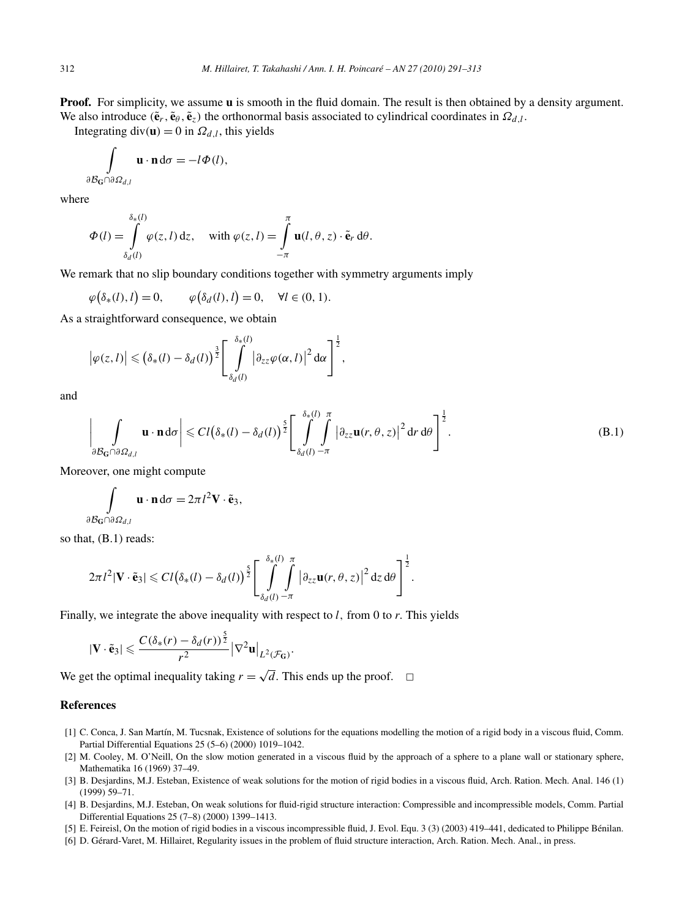**Proof.** For simplicity, we assume $\mathbf{u}$ is smooth in the fluid domain. The result is then obtained by a density argument. We also introduce $(\tilde{\mathbf{e}}_r, \tilde{\mathbf{e}}_\theta, \tilde{\mathbf{e}}_z)$ the orthonormal basis associated to cylindrical coordinates in $\Omega_{d,l}$.

Integrating $\operatorname{div}(\mathbf{u}) = 0$ in $\Omega_{d,l}$, this yields

$$\int_{\partial\mathcal{B}_{\mathbf{G}}\cap\partial\Omega_{d,l}} \mathbf{u}\cdot\mathbf{n}\,\mathrm{d}\sigma = -l\Phi(l),$$

where

$$\Phi(l) = \int_{\delta_d(l)}^{\delta_*(l)} \varphi(z,l)\,\mathrm{d}z, \quad \text{with } \varphi(z,l) = \int_{-\pi}^{\pi} \mathbf{u}(l,\theta,z)\cdot\tilde{\mathbf{e}}_r\,\mathrm{d}\theta.$$

We remark that no slip boundary conditions together with symmetry arguments imply

$$\varphi\big(\delta_*(l),l\big) = 0, \qquad \varphi\big(\delta_d(l),l\big) = 0, \quad \forall l \in (0,1).$$

As a straightforward consequence, we obtain

$$\big|\varphi(z,l)\big| \leqslant \big(\delta_*(l) - \delta_d(l)\big)^{\frac{3}{2}} \left[\int_{\delta_d(l)}^{\delta_*(l)} \big|\partial_{zz}\varphi(\alpha,l)\big|^2\,\mathrm{d}\alpha\right]^{\frac{1}{2}},$$

and

$$\left|\int_{\partial\mathcal{B}_{\mathbf{G}}\cap\partial\Omega_{d,l}} \mathbf{u}\cdot\mathbf{n}\,\mathrm{d}\sigma\right| \leqslant Cl\big(\delta_*(l) - \delta_d(l)\big)^{\frac{5}{2}} \left[\int_{\delta_d(l)}^{\delta_*(l)}\int_{-\pi}^{\pi} \big|\partial_{zz}\mathbf{u}(r,\theta,z)\big|^2\,\mathrm{d}r\,\mathrm{d}\theta\right]^{\frac{1}{2}}. \tag{B.1}$$

Moreover, one might compute

$$\int_{\partial\mathcal{B}_{\mathbf{G}}\cap\partial\Omega_{d,l}} \mathbf{u}\cdot\mathbf{n}\,\mathrm{d}\sigma = 2\pi l^2\mathbf{V}\cdot\tilde{\mathbf{e}}_3,$$

so that, (B.1) reads:

$$2\pi l^2|\mathbf{V}\cdot\tilde{\mathbf{e}}_3| \leqslant Cl\big(\delta_*(l) - \delta_d(l)\big)^{\frac{5}{2}} \left[\int_{\delta_d(l)}^{\delta_*(l)}\int_{-\pi}^{\pi} \big|\partial_{zz}\mathbf{u}(r,\theta,z)\big|^2\,\mathrm{d}z\,\mathrm{d}\theta\right]^{\frac{1}{2}}.$$

Finally, we integrate the above inequality with respect to $l$, from 0 to $r$. This yields

$$|\mathbf{V}\cdot\tilde{\mathbf{e}}_3| \leqslant \frac{C(\delta_*(r) - \delta_d(r))^{\frac{5}{2}}}{r^2}\big|\nabla^2\mathbf{u}\big|_{L^2(\mathcal{F}_{\mathbf{G}})}.$$

We get the optimal inequality taking $r = \sqrt{d}$. This ends up the proof. $\square$

## References

[1] C. Conca, J. San Martín, M. Tucsnak, Existence of solutions for the equations modelling the motion of a rigid body in a viscous fluid, Comm. Partial Differential Equations 25 (5–6) (2000) 1019–1042.

[2] M. Cooley, M. O'Neill, On the slow motion generated in a viscous fluid by the approach of a sphere to a plane wall or stationary sphere, Mathematika 16 (1969) 37–49.

[3] B. Desjardins, M.J. Esteban, Existence of weak solutions for the motion of rigid bodies in a viscous fluid, Arch. Ration. Mech. Anal. 146 (1) (1999) 59–71.

[4] B. Desjardins, M.J. Esteban, On weak solutions for fluid-rigid structure interaction: Compressible and incompressible models, Comm. Partial Differential Equations 25 (7–8) (2000) 1399–1413.

[5] E. Feireisl, On the motion of rigid bodies in a viscous incompressible fluid, J. Evol. Equ. 3 (3) (2003) 419–441, dedicated to Philippe Bénilan.

[6] D. Gérard-Varet, M. Hillairet, Regularity issues in the problem of fluid structure interaction, Arch. Ration. Mech. Anal., in press.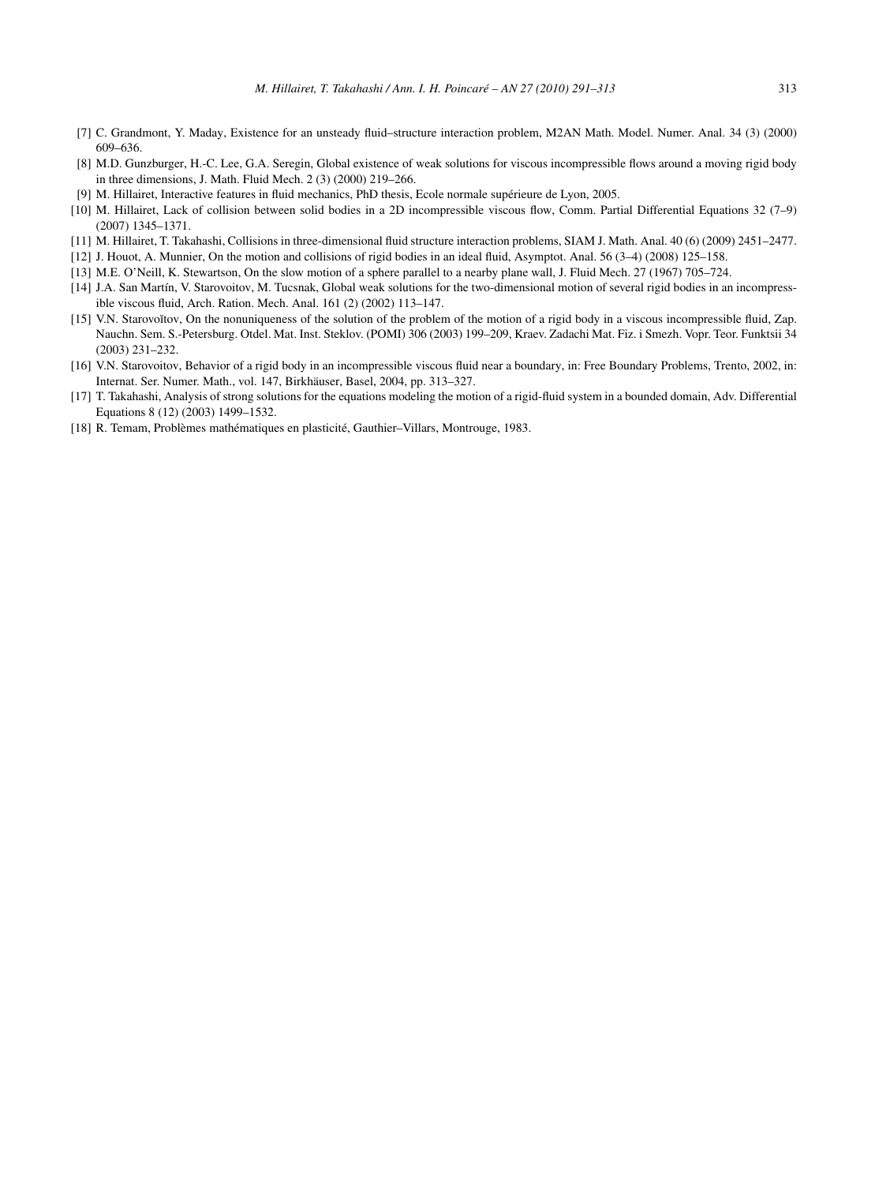[7] C. Grandmont, Y. Maday, Existence for an unsteady fluid–structure interaction problem, M2AN Math. Model. Numer. Anal. 34 (3) (2000) 609–636.

[8] M.D. Gunzburger, H.-C. Lee, G.A. Seregin, Global existence of weak solutions for viscous incompressible flows around a moving rigid body in three dimensions, J. Math. Fluid Mech. 2 (3) (2000) 219–266.

[9] M. Hillairet, Interactive features in fluid mechanics, PhD thesis, Ecole normale supérieure de Lyon, 2005.

[10] M. Hillairet, Lack of collision between solid bodies in a 2D incompressible viscous flow, Comm. Partial Differential Equations 32 (7–9) (2007) 1345–1371.

[11] M. Hillairet, T. Takahashi, Collisions in three-dimensional fluid structure interaction problems, SIAM J. Math. Anal. 40 (6) (2009) 2451–2477.

[12] J. Houot, A. Munnier, On the motion and collisions of rigid bodies in an ideal fluid, Asymptot. Anal. 56 (3–4) (2008) 125–158.

[13] M.E. O'Neill, K. Stewartson, On the slow motion of a sphere parallel to a nearby plane wall, J. Fluid Mech. 27 (1967) 705–724.

[14] J.A. San Martín, V. Starovoitov, M. Tucsnak, Global weak solutions for the two-dimensional motion of several rigid bodies in an incompressible viscous fluid, Arch. Ration. Mech. Anal. 161 (2) (2002) 113–147.

[15] V.N. Starovoĭtov, On the nonuniqueness of the solution of the problem of the motion of a rigid body in a viscous incompressible fluid, Zap. Nauchn. Sem. S.-Petersburg. Otdel. Mat. Inst. Steklov. (POMI) 306 (2003) 199–209, Kraev. Zadachi Mat. Fiz. i Smezh. Vopr. Teor. Funktsii 34 (2003) 231–232.

[16] V.N. Starovoitov, Behavior of a rigid body in an incompressible viscous fluid near a boundary, in: Free Boundary Problems, Trento, 2002, in: Internat. Ser. Numer. Math., vol. 147, Birkhäuser, Basel, 2004, pp. 313–327.

[17] T. Takahashi, Analysis of strong solutions for the equations modeling the motion of a rigid-fluid system in a bounded domain, Adv. Differential Equations 8 (12) (2003) 1499–1532.

[18] R. Temam, Problèmes mathématiques en plasticité, Gauthier–Villars, Montrouge, 1983.